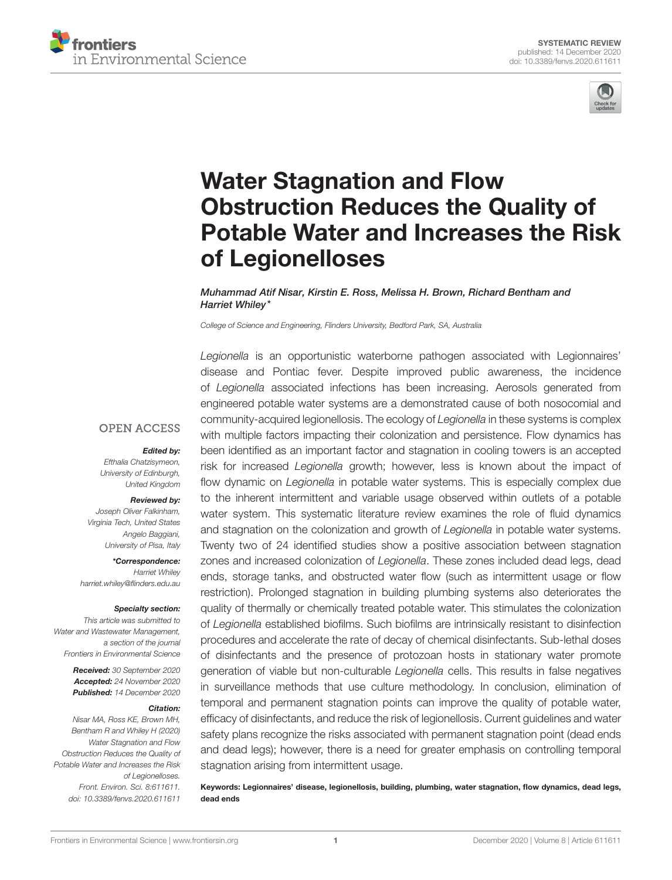SYSTEMATIC REVIEW
published: 14 December 2020
doi: 10.3389/fenvs.2020.611611

# Water Stagnation and Flow Obstruction Reduces the Quality of Potable Water and Increases the Risk of Legionelloses

*Muhammad Atif Nisar, Kirstin E. Ross, Melissa H. Brown, Richard Bentham and Harriet Whiley\**

*College of Science and Engineering, Flinders University, Bedford Park, SA, Australia*

*Legionella* is an opportunistic waterborne pathogen associated with Legionnaires' disease and Pontiac fever. Despite improved public awareness, the incidence of *Legionella* associated infections has been increasing. Aerosols generated from engineered potable water systems are a demonstrated cause of both nosocomial and community-acquired legionellosis. The ecology of *Legionella* in these systems is complex with multiple factors impacting their colonization and persistence. Flow dynamics has been identified as an important factor and stagnation in cooling towers is an accepted risk for increased *Legionella* growth; however, less is known about the impact of flow dynamic on *Legionella* in potable water systems. This is especially complex due to the inherent intermittent and variable usage observed within outlets of a potable water system. This systematic literature review examines the role of fluid dynamics and stagnation on the colonization and growth of *Legionella* in potable water systems. Twenty two of 24 identified studies show a positive association between stagnation zones and increased colonization of *Legionella*. These zones included dead legs, dead ends, storage tanks, and obstructed water flow (such as intermittent usage or flow restriction). Prolonged stagnation in building plumbing systems also deteriorates the quality of thermally or chemically treated potable water. This stimulates the colonization of *Legionella* established biofilms. Such biofilms are intrinsically resistant to disinfection procedures and accelerate the rate of decay of chemical disinfectants. Sub-lethal doses of disinfectants and the presence of protozoan hosts in stationary water promote generation of viable but non-culturable *Legionella* cells. This results in false negatives in surveillance methods that use culture methodology. In conclusion, elimination of temporal and permanent stagnation points can improve the quality of potable water, efficacy of disinfectants, and reduce the risk of legionellosis. Current guidelines and water safety plans recognize the risks associated with permanent stagnation point (dead ends and dead legs); however, there is a need for greater emphasis on controlling temporal stagnation arising from intermittent usage.

**Keywords: Legionnaires' disease, legionellosis, building, plumbing, water stagnation, flow dynamics, dead legs, dead ends**

OPEN ACCESS

***Edited by:***
*Efthalia Chatzisymeon, University of Edinburgh, United Kingdom*

***Reviewed by:***
*Joseph Oliver Falkinham, Virginia Tech, United States*
*Angelo Baggiani, University of Pisa, Italy*

***\*Correspondence:***
*Harriet Whiley*
*harriet.whiley@flinders.edu.au*

***Specialty section:***
*This article was submitted to Water and Wastewater Management, a section of the journal Frontiers in Environmental Science*

***Received:*** *30 September 2020*
***Accepted:*** *24 November 2020*
***Published:*** *14 December 2020*

***Citation:***
*Nisar MA, Ross KE, Brown MH, Bentham R and Whiley H (2020) Water Stagnation and Flow Obstruction Reduces the Quality of Potable Water and Increases the Risk of Legionelloses. Front. Environ. Sci. 8:611611. doi: 10.3389/fenvs.2020.611611*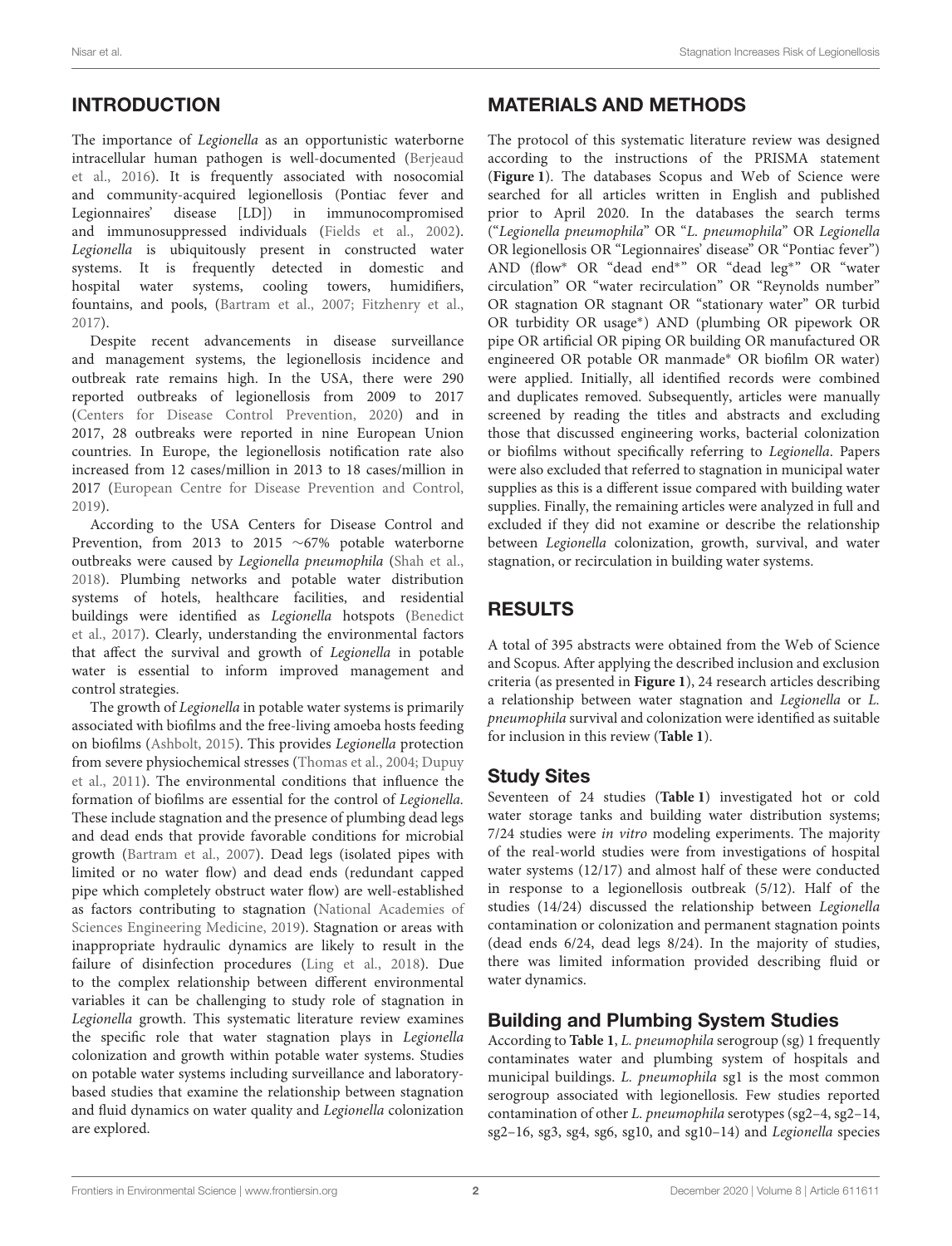## INTRODUCTION

The importance of *Legionella* as an opportunistic waterborne intracellular human pathogen is well-documented (Berjeaud et al., 2016). It is frequently associated with nosocomial and community-acquired legionellosis (Pontiac fever and Legionnaires' disease [LD]) in immunocompromised and immunosuppressed individuals (Fields et al., 2002). *Legionella* is ubiquitously present in constructed water systems. It is frequently detected in domestic and hospital water systems, cooling towers, humidifiers, fountains, and pools, (Bartram et al., 2007; Fitzhenry et al., 2017).

Despite recent advancements in disease surveillance and management systems, the legionellosis incidence and outbreak rate remains high. In the USA, there were 290 reported outbreaks of legionellosis from 2009 to 2017 (Centers for Disease Control Prevention, 2020) and in 2017, 28 outbreaks were reported in nine European Union countries. In Europe, the legionellosis notification rate also increased from 12 cases/million in 2013 to 18 cases/million in 2017 (European Centre for Disease Prevention and Control, 2019).

According to the USA Centers for Disease Control and Prevention, from 2013 to 2015 ∼67% potable waterborne outbreaks were caused by *Legionella pneumophila* (Shah et al., 2018). Plumbing networks and potable water distribution systems of hotels, healthcare facilities, and residential buildings were identified as *Legionella* hotspots (Benedict et al., 2017). Clearly, understanding the environmental factors that affect the survival and growth of *Legionella* in potable water is essential to inform improved management and control strategies.

The growth of *Legionella* in potable water systems is primarily associated with biofilms and the free-living amoeba hosts feeding on biofilms (Ashbolt, 2015). This provides *Legionella* protection from severe physiochemical stresses (Thomas et al., 2004; Dupuy et al., 2011). The environmental conditions that influence the formation of biofilms are essential for the control of *Legionella*. These include stagnation and the presence of plumbing dead legs and dead ends that provide favorable conditions for microbial growth (Bartram et al., 2007). Dead legs (isolated pipes with limited or no water flow) and dead ends (redundant capped pipe which completely obstruct water flow) are well-established as factors contributing to stagnation (National Academies of Sciences Engineering Medicine, 2019). Stagnation or areas with inappropriate hydraulic dynamics are likely to result in the failure of disinfection procedures (Ling et al., 2018). Due to the complex relationship between different environmental variables it can be challenging to study role of stagnation in *Legionella* growth. This systematic literature review examines the specific role that water stagnation plays in *Legionella* colonization and growth within potable water systems. Studies on potable water systems including surveillance and laboratory-based studies that examine the relationship between stagnation and fluid dynamics on water quality and *Legionella* colonization are explored.

## MATERIALS AND METHODS

The protocol of this systematic literature review was designed according to the instructions of the PRISMA statement (**Figure 1**). The databases Scopus and Web of Science were searched for all articles written in English and published prior to April 2020. In the databases the search terms ("*Legionella pneumophila*" OR "*L. pneumophila*" OR *Legionella* OR legionellosis OR "Legionnaires' disease" OR "Pontiac fever") AND (flow* OR "dead end*" OR "dead leg*" OR "water circulation" OR "water recirculation" OR "Reynolds number" OR stagnation OR stagnant OR "stationary water" OR turbid OR turbidity OR usage*) AND (plumbing OR pipework OR pipe OR artificial OR piping OR building OR manufactured OR engineered OR potable OR manmade* OR biofilm OR water) were applied. Initially, all identified records were combined and duplicates removed. Subsequently, articles were manually screened by reading the titles and abstracts and excluding those that discussed engineering works, bacterial colonization or biofilms without specifically referring to *Legionella*. Papers were also excluded that referred to stagnation in municipal water supplies as this is a different issue compared with building water supplies. Finally, the remaining articles were analyzed in full and excluded if they did not examine or describe the relationship between *Legionella* colonization, growth, survival, and water stagnation, or recirculation in building water systems.

## RESULTS

A total of 395 abstracts were obtained from the Web of Science and Scopus. After applying the described inclusion and exclusion criteria (as presented in **Figure 1**), 24 research articles describing a relationship between water stagnation and *Legionella* or *L. pneumophila* survival and colonization were identified as suitable for inclusion in this review (**Table 1**).

### Study Sites

Seventeen of 24 studies (**Table 1**) investigated hot or cold water storage tanks and building water distribution systems; 7/24 studies were *in vitro* modeling experiments. The majority of the real-world studies were from investigations of hospital water systems (12/17) and almost half of these were conducted in response to a legionellosis outbreak (5/12). Half of the studies (14/24) discussed the relationship between *Legionella* contamination or colonization and permanent stagnation points (dead ends 6/24, dead legs 8/24). In the majority of studies, there was limited information provided describing fluid or water dynamics.

### Building and Plumbing System Studies

According to **Table 1**, *L. pneumophila* serogroup (sg) 1 frequently contaminates water and plumbing system of hospitals and municipal buildings. *L. pneumophila* sg1 is the most common serogroup associated with legionellosis. Few studies reported contamination of other *L. pneumophila* serotypes (sg2–4, sg2–14, sg2–16, sg3, sg4, sg6, sg10, and sg10–14) and *Legionella* species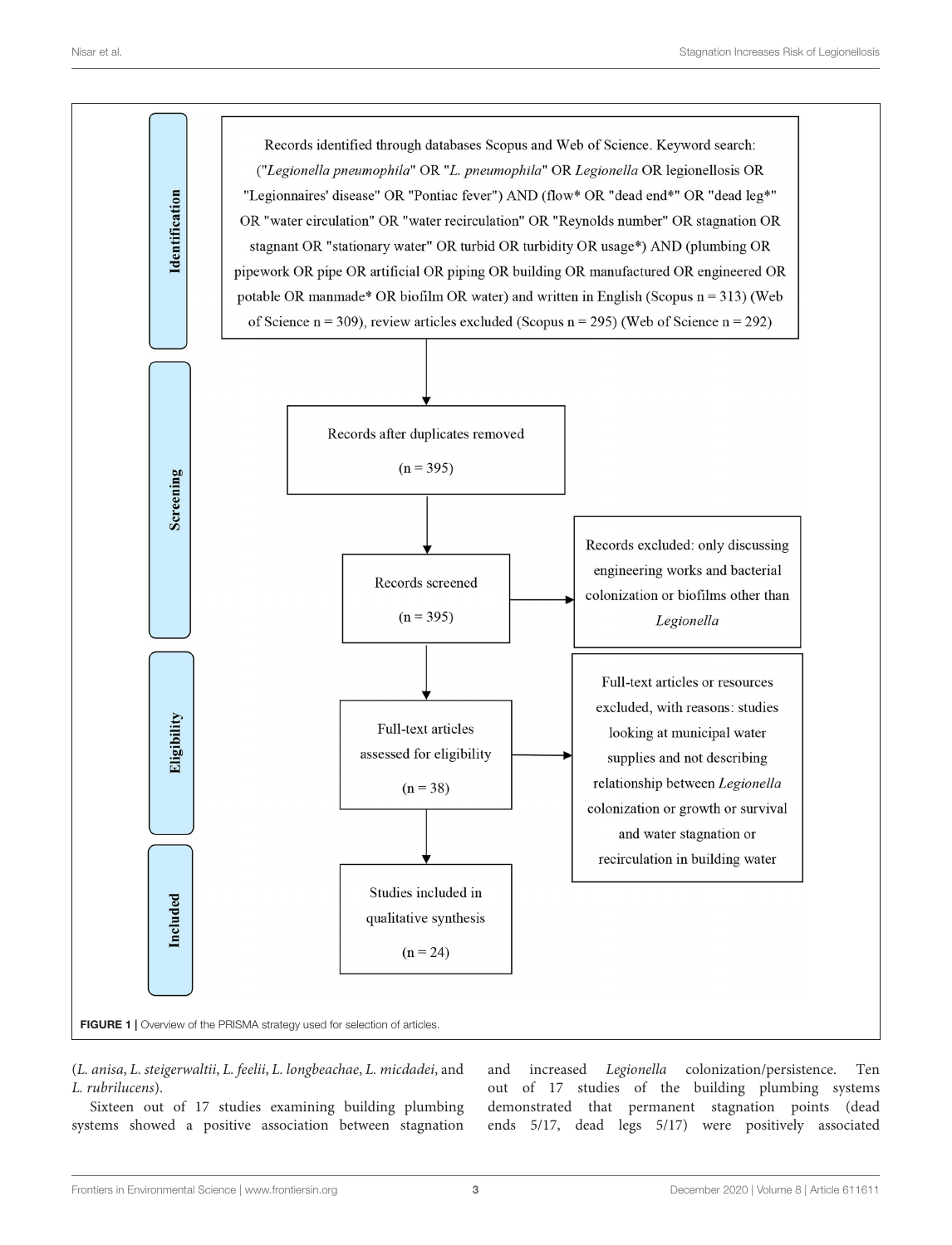Identification

Records identified through databases Scopus and Web of Science. Keyword search: ("*Legionella pneumophila*" OR "*L. pneumophila*" OR *Legionella* OR legionellosis OR "Legionnaires' disease" OR "Pontiac fever") AND (flow* OR "dead end*" OR "dead leg*" OR "water circulation" OR "water recirculation" OR "Reynolds number" OR stagnation OR stagnant OR "stationary water" OR turbid OR turbidity OR usage*) AND (plumbing OR pipework OR pipe OR artificial OR piping OR building OR manufactured OR engineered OR potable OR manmade* OR biofilm OR water) and written in English (Scopus n = 313) (Web of Science n = 309), review articles excluded (Scopus n = 295) (Web of Science n = 292)

Screening

Records after duplicates removed (n = 395)

Records screened (n = 395)

Records excluded: only discussing engineering works and bacterial colonization or biofilms other than *Legionella*

Eligibility

Full-text articles assessed for eligibility (n = 38)

Full-text articles or resources excluded, with reasons: studies looking at municipal water supplies and not describing relationship between *Legionella* colonization or growth or survival and water stagnation or recirculation in building water

Included

Studies included in qualitative synthesis (n = 24)

**FIGURE 1** | Overview of the PRISMA strategy used for selection of articles.

(*L. anisa*, *L. steigerwaltii*, *L. feelii*, *L. longbeachae*, *L. micdadei*, and *L. rubrilucens*).

Sixteen out of 17 studies examining building plumbing systems showed a positive association between stagnation and increased *Legionella* colonization/persistence. Ten out of 17 studies of the building plumbing systems demonstrated that permanent stagnation points (dead ends 5/17, dead legs 5/17) were positively associated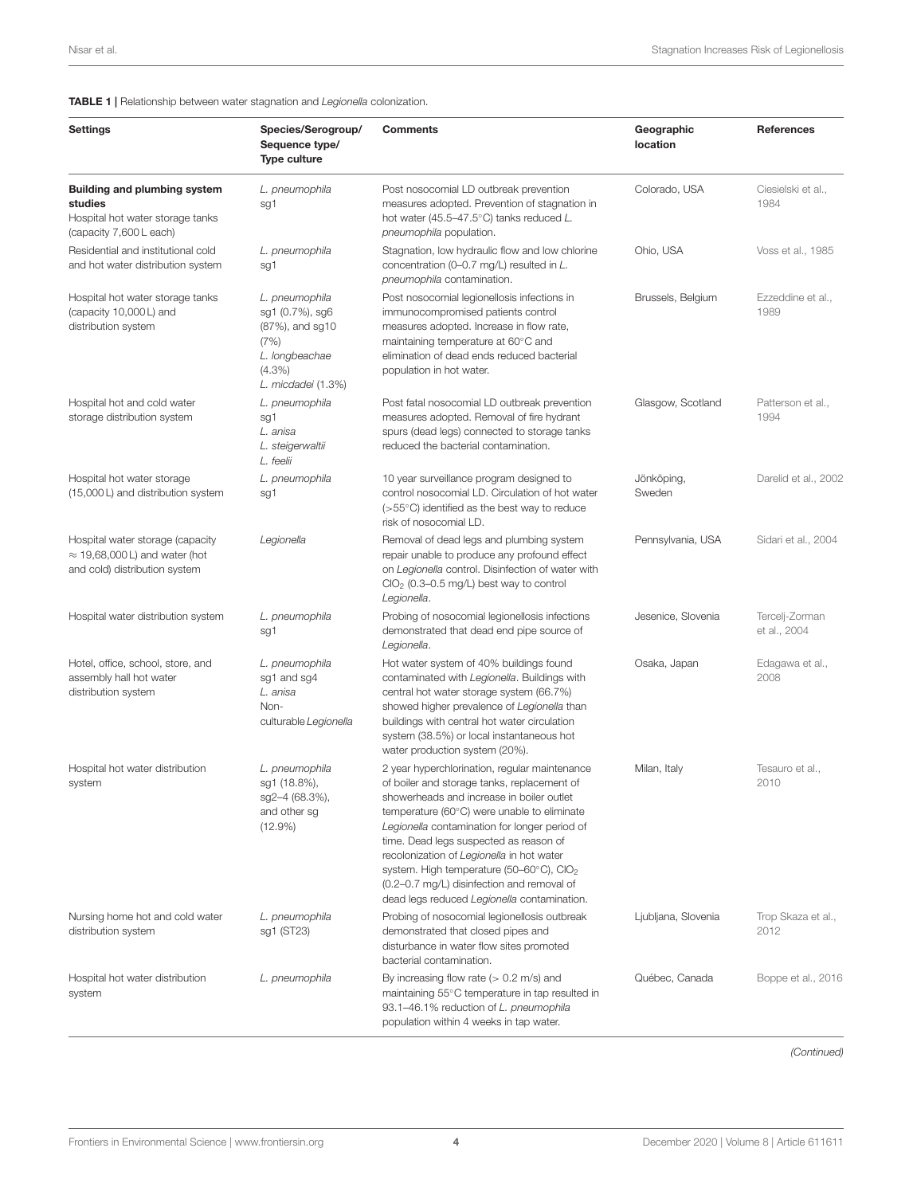**TABLE 1 |** Relationship between water stagnation and *Legionella* colonization.

| Settings | Species/Serogroup/ Sequence type/ Type culture | Comments | Geographic location | References |
|---|---|---|---|---|
| **Building and plumbing system studies** | | | | |
| Hospital hot water storage tanks (capacity 7,600 L each) | *L. pneumophila* sg1 | Post nosocomial LD outbreak prevention measures adopted. Prevention of stagnation in hot water (45.5–47.5°C) tanks reduced *L. pneumophila* population. | Colorado, USA | Ciesielski et al., 1984 |
| Residential and institutional cold and hot water distribution system | *L. pneumophila* sg1 | Stagnation, low hydraulic flow and low chlorine concentration (0–0.7 mg/L) resulted in *L. pneumophila* contamination. | Ohio, USA | Voss et al., 1985 |
| Hospital hot water storage tanks (capacity 10,000 L) and distribution system | *L. pneumophila* sg1 (0.7%), sg6 (87%), and sg10 (7%) *L. longbeachae* (4.3%) *L. micdadei* (1.3%) | Post nosocomial legionellosis infections in immunocompromised patients control measures adopted. Increase in flow rate, maintaining temperature at 60°C and elimination of dead ends reduced bacterial population in hot water. | Brussels, Belgium | Ezzeddine et al., 1989 |
| Hospital hot and cold water storage distribution system | *L. pneumophila* sg1 *L. anisa* *L. steigerwaltii* *L. feelii* | Post fatal nosocomial LD outbreak prevention measures adopted. Removal of fire hydrant spurs (dead legs) connected to storage tanks reduced the bacterial contamination. | Glasgow, Scotland | Patterson et al., 1994 |
| Hospital hot water storage (15,000 L) and distribution system | *L. pneumophila* sg1 | 10 year surveillance program designed to control nosocomial LD. Circulation of hot water (>55°C) identified as the best way to reduce risk of nosocomial LD. | Jönköping, Sweden | Darelid et al., 2002 |
| Hospital water storage (capacity ≈ 19,68,000 L) and water (hot and cold) distribution system | *Legionella* | Removal of dead legs and plumbing system repair unable to produce any profound effect on *Legionella* control. Disinfection of water with $ClO_2$ (0.3–0.5 mg/L) best way to control *Legionella*. | Pennsylvania, USA | Sidari et al., 2004 |
| Hospital water distribution system | *L. pneumophila* sg1 | Probing of nosocomial legionellosis infections demonstrated that dead end pipe source of *Legionella*. | Jesenice, Slovenia | Tercelj-Zorman et al., 2004 |
| Hotel, office, school, store, and assembly hall hot water distribution system | *L. pneumophila* sg1 and sg4 *L. anisa* Non-culturable *Legionella* | Hot water system of 40% buildings found contaminated with *Legionella*. Buildings with central hot water storage system (66.7%) showed higher prevalence of *Legionella* than buildings with central hot water circulation system (38.5%) or local instantaneous hot water production system (20%). | Osaka, Japan | Edagawa et al., 2008 |
| Hospital hot water distribution system | *L. pneumophila* sg1 (18.8%), sg2–4 (68.3%), and other sg (12.9%) | 2 year hyperchlorination, regular maintenance of boiler and storage tanks, replacement of showerheads and increase in boiler outlet temperature (60°C) were unable to eliminate *Legionella* contamination for longer period of time. Dead legs suspected as reason of recolonization of *Legionella* in hot water system. High temperature (50–60°C), $ClO_2$ (0.2–0.7 mg/L) disinfection and removal of dead legs reduced *Legionella* contamination. | Milan, Italy | Tesauro et al., 2010 |
| Nursing home hot and cold water distribution system | *L. pneumophila* sg1 (ST23) | Probing of nosocomial legionellosis outbreak demonstrated that closed pipes and disturbance in water flow sites promoted bacterial contamination. | Ljubljana, Slovenia | Trop Skaza et al., 2012 |
| Hospital hot water distribution system | *L. pneumophila* | By increasing flow rate (> 0.2 m/s) and maintaining 55°C temperature in tap resulted in 93.1–46.1% reduction of *L. pneumophila* population within 4 weeks in tap water. | Québec, Canada | Boppe et al., 2016 |

*(Continued)*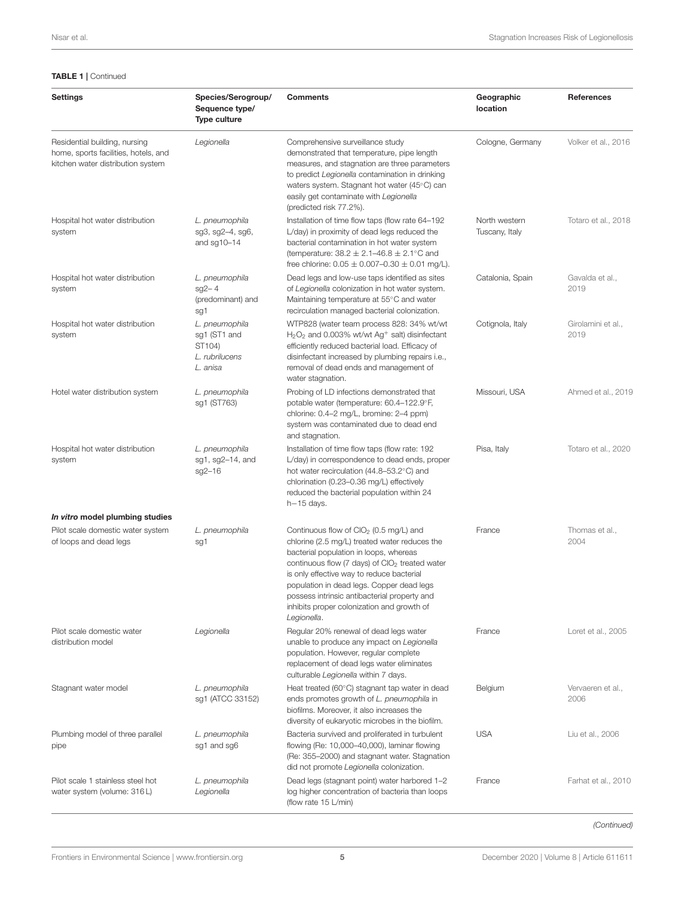**TABLE 1** | Continued

| Settings | Species/Serogroup/ Sequence type/ Type culture | Comments | Geographic location | References |
|---|---|---|---|---|
| Residential building, nursing home, sports facilities, hotels, and kitchen water distribution system | *Legionella* | Comprehensive surveillance study demonstrated that temperature, pipe length measures, and stagnation are three parameters to predict *Legionella* contamination in drinking waters system. Stagnant hot water (45°C) can easily get contaminate with *Legionella* (predicted risk 77.2%). | Cologne, Germany | Volker et al., 2016 |
| Hospital hot water distribution system | *L. pneumophila* sg3, sg2–4, sg6, and sg10–14 | Installation of time flow taps (flow rate 64–192 L/day) in proximity of dead legs reduced the bacterial contamination in hot water system (temperature: 38.2 ± 2.1–46.8 ± 2.1°C and free chlorine: 0.05 ± 0.007–0.30 ± 0.01 mg/L). | North western Tuscany, Italy | Totaro et al., 2018 |
| Hospital hot water distribution system | *L. pneumophila* sg2– 4 (predominant) and sg1 | Dead legs and low-use taps identified as sites of *Legionella* colonization in hot water system. Maintaining temperature at 55°C and water recirculation managed bacterial colonization. | Catalonia, Spain | Gavalda et al., 2019 |
| Hospital hot water distribution system | *L. pneumophila* sg1 (ST1 and ST104) *L. rubrilucens* *L. anisa* | WTP828 (water team process 828: 34% wt/wt $H_2O_2$ and 0.003% wt/wt $Ag^+$ salt) disinfectant efficiently reduced bacterial load. Efficacy of disinfectant increased by plumbing repairs i.e., removal of dead ends and management of water stagnation. | Cotignola, Italy | Girolamini et al., 2019 |
| Hotel water distribution system | *L. pneumophila* sg1 (ST763) | Probing of LD infections demonstrated that potable water (temperature: 60.4–122.9°F, chlorine: 0.4–2 mg/L, bromine: 2–4 ppm) system was contaminated due to dead end and stagnation. | Missouri, USA | Ahmed et al., 2019 |
| Hospital hot water distribution system | *L. pneumophila* sg1, sg2–14, and sg2–16 | Installation of time flow taps (flow rate: 192 L/day) in correspondence to dead ends, proper hot water recirculation (44.8–53.2°C) and chlorination (0.23–0.36 mg/L) effectively reduced the bacterial population within 24 h−15 days. | Pisa, Italy | Totaro et al., 2020 |
| ***In vitro* model plumbing studies** | | | | |
| Pilot scale domestic water system of loops and dead legs | *L. pneumophila* sg1 | Continuous flow of $ClO_2$ (0.5 mg/L) and chlorine (2.5 mg/L) treated water reduces the bacterial population in loops, whereas continuous flow (7 days) of $ClO_2$ treated water is only effective way to reduce bacterial population in dead legs. Copper dead legs possess intrinsic antibacterial property and inhibits proper colonization and growth of *Legionella*. | France | Thomas et al., 2004 |
| Pilot scale domestic water distribution model | *Legionella* | Regular 20% renewal of dead legs water unable to produce any impact on *Legionella* population. However, regular complete replacement of dead legs water eliminates culturable *Legionella* within 7 days. | France | Loret et al., 2005 |
| Stagnant water model | *L. pneumophila* sg1 (ATCC 33152) | Heat treated (60°C) stagnant tap water in dead ends promotes growth of *L. pneumophila* in biofilms. Moreover, it also increases the diversity of eukaryotic microbes in the biofilm. | Belgium | Vervaeren et al., 2006 |
| Plumbing model of three parallel pipe | *L. pneumophila* sg1 and sg6 | Bacteria survived and proliferated in turbulent flowing (Re: 10,000–40,000), laminar flowing (Re: 355–2000) and stagnant water. Stagnation did not promote *Legionella* colonization. | USA | Liu et al., 2006 |
| Pilot scale 1 stainless steel hot water system (volume: 316 L) | *L. pneumophila* *Legionella* | Dead legs (stagnant point) water harbored 1–2 log higher concentration of bacteria than loops (flow rate 15 L/min) | France | Farhat et al., 2010 |

*(Continued)*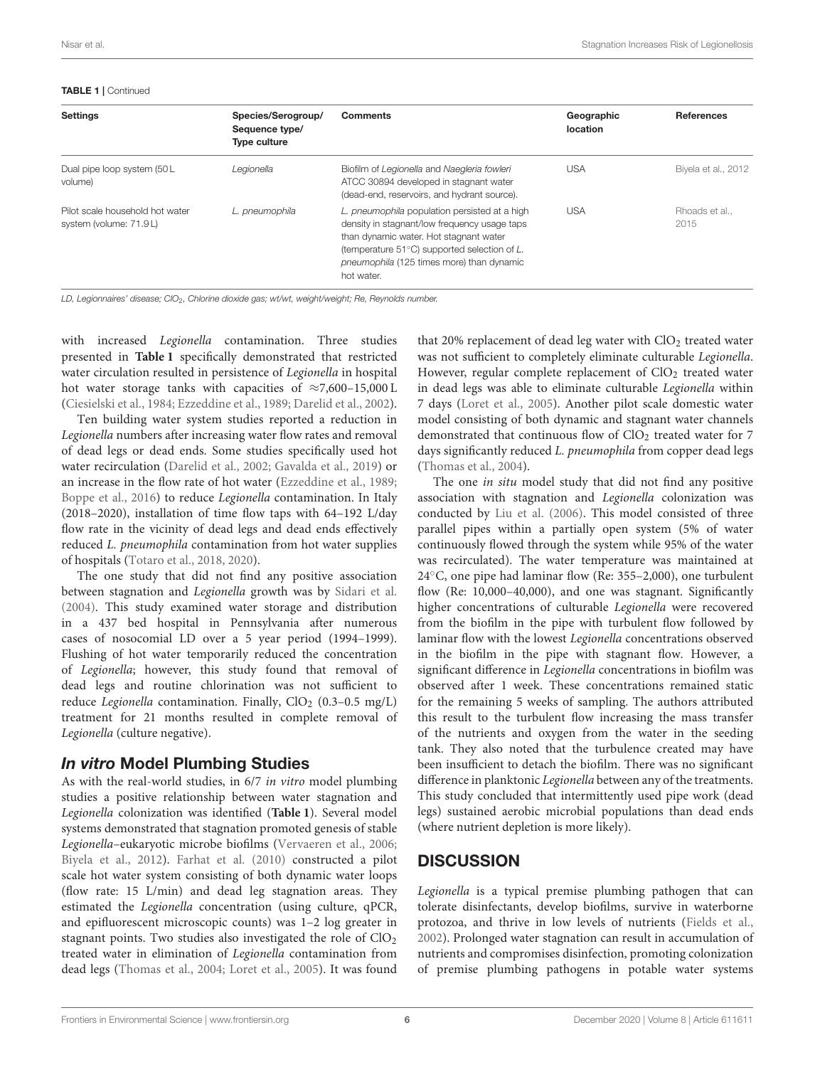**TABLE 1** | Continued

| Settings | Species/Serogroup/ Sequence type/ Type culture | Comments | Geographic location | References |
|---|---|---|---|---|
| Dual pipe loop system (50 L volume) | *Legionella* | Biofilm of *Legionella* and *Naegleria fowleri* ATCC 30894 developed in stagnant water (dead-end, reservoirs, and hydrant source). | USA | Biyela et al., 2012 |
| Pilot scale household hot water system (volume: 71.9 L) | *L. pneumophila* | *L. pneumophila* population persisted at a high density in stagnant/low frequency usage taps than dynamic water. Hot stagnant water (temperature 51°C) supported selection of *L. pneumophila* (125 times more) than dynamic hot water. | USA | Rhoads et al., 2015 |

*LD, Legionnaires' disease; $ClO_2$, Chlorine dioxide gas; wt/wt, weight/weight; Re, Reynolds number.*

with increased *Legionella* contamination. Three studies presented in **Table 1** specifically demonstrated that restricted water circulation resulted in persistence of *Legionella* in hospital hot water storage tanks with capacities of ≈7,600–15,000 L (Ciesielski et al., 1984; Ezzeddine et al., 1989; Darelid et al., 2002).

Ten building water system studies reported a reduction in *Legionella* numbers after increasing water flow rates and removal of dead legs or dead ends. Some studies specifically used hot water recirculation (Darelid et al., 2002; Gavalda et al., 2019) or an increase in the flow rate of hot water (Ezzeddine et al., 1989; Boppe et al., 2016) to reduce *Legionella* contamination. In Italy (2018–2020), installation of time flow taps with 64–192 L/day flow rate in the vicinity of dead legs and dead ends effectively reduced *L. pneumophila* contamination from hot water supplies of hospitals (Totaro et al., 2018, 2020).

The one study that did not find any positive association between stagnation and *Legionella* growth was by Sidari et al. (2004). This study examined water storage and distribution in a 437 bed hospital in Pennsylvania after numerous cases of nosocomial LD over a 5 year period (1994–1999). Flushing of hot water temporarily reduced the concentration of *Legionella*; however, this study found that removal of dead legs and routine chlorination was not sufficient to reduce *Legionella* contamination. Finally, $ClO_2$ (0.3–0.5 mg/L) treatment for 21 months resulted in complete removal of *Legionella* (culture negative).

## *In vitro* Model Plumbing Studies

As with the real-world studies, in 6/7 *in vitro* model plumbing studies a positive relationship between water stagnation and *Legionella* colonization was identified (**Table 1**). Several model systems demonstrated that stagnation promoted genesis of stable *Legionella*–eukaryotic microbe biofilms (Vervaeren et al., 2006; Biyela et al., 2012). Farhat et al. (2010) constructed a pilot scale hot water system consisting of both dynamic water loops (flow rate: 15 L/min) and dead leg stagnation areas. They estimated the *Legionella* concentration (using culture, qPCR, and epifluorescent microscopic counts) was 1–2 log greater in stagnant points. Two studies also investigated the role of $ClO_2$ treated water in elimination of *Legionella* contamination from dead legs (Thomas et al., 2004; Loret et al., 2005). It was found that 20% replacement of dead leg water with $ClO_2$ treated water was not sufficient to completely eliminate culturable *Legionella*. However, regular complete replacement of $ClO_2$ treated water in dead legs was able to eliminate culturable *Legionella* within 7 days (Loret et al., 2005). Another pilot scale domestic water model consisting of both dynamic and stagnant water channels demonstrated that continuous flow of $ClO_2$ treated water for 7 days significantly reduced *L. pneumophila* from copper dead legs (Thomas et al., 2004).

The one *in situ* model study that did not find any positive association with stagnation and *Legionella* colonization was conducted by Liu et al. (2006). This model consisted of three parallel pipes within a partially open system (5% of water continuously flowed through the system while 95% of the water was recirculated). The water temperature was maintained at 24°C, one pipe had laminar flow (Re: 355–2,000), one turbulent flow (Re: 10,000–40,000), and one was stagnant. Significantly higher concentrations of culturable *Legionella* were recovered from the biofilm in the pipe with turbulent flow followed by laminar flow with the lowest *Legionella* concentrations observed in the biofilm in the pipe with stagnant flow. However, a significant difference in *Legionella* concentrations in biofilm was observed after 1 week. These concentrations remained static for the remaining 5 weeks of sampling. The authors attributed this result to the turbulent flow increasing the mass transfer of the nutrients and oxygen from the water in the seeding tank. They also noted that the turbulence created may have been insufficient to detach the biofilm. There was no significant difference in planktonic *Legionella* between any of the treatments. This study concluded that intermittently used pipe work (dead legs) sustained aerobic microbial populations than dead ends (where nutrient depletion is more likely).

# DISCUSSION

*Legionella* is a typical premise plumbing pathogen that can tolerate disinfectants, develop biofilms, survive in waterborne protozoa, and thrive in low levels of nutrients (Fields et al., 2002). Prolonged water stagnation can result in accumulation of nutrients and compromises disinfection, promoting colonization of premise plumbing pathogens in potable water systems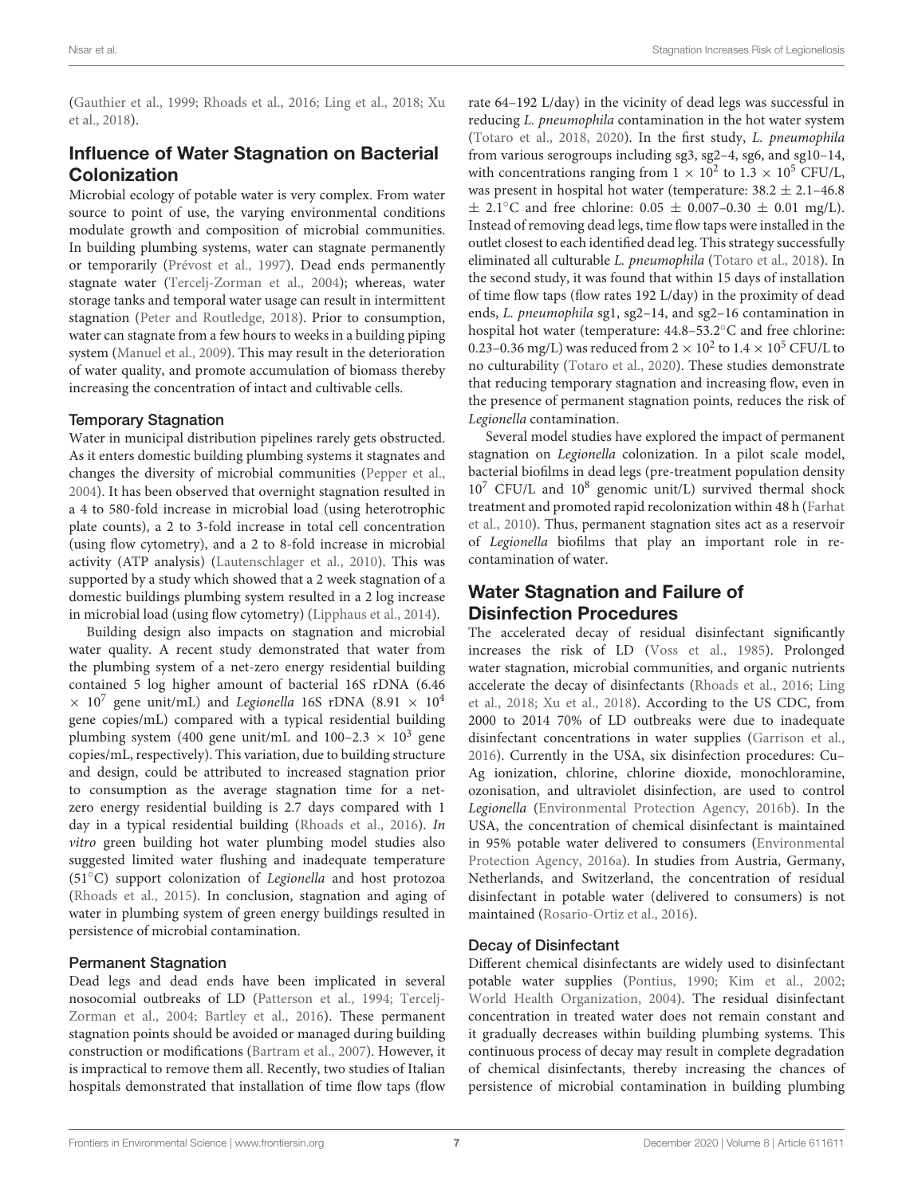(Gauthier et al., 1999; Rhoads et al., 2016; Ling et al., 2018; Xu et al., 2018).

## Influence of Water Stagnation on Bacterial Colonization

Microbial ecology of potable water is very complex. From water source to point of use, the varying environmental conditions modulate growth and composition of microbial communities. In building plumbing systems, water can stagnate permanently or temporarily (Prévost et al., 1997). Dead ends permanently stagnate water (Tercelj-Zorman et al., 2004); whereas, water storage tanks and temporal water usage can result in intermittent stagnation (Peter and Routledge, 2018). Prior to consumption, water can stagnate from a few hours to weeks in a building piping system (Manuel et al., 2009). This may result in the deterioration of water quality, and promote accumulation of biomass thereby increasing the concentration of intact and cultivable cells.

### Temporary Stagnation

Water in municipal distribution pipelines rarely gets obstructed. As it enters domestic building plumbing systems it stagnates and changes the diversity of microbial communities (Pepper et al., 2004). It has been observed that overnight stagnation resulted in a 4 to 580-fold increase in microbial load (using heterotrophic plate counts), a 2 to 3-fold increase in total cell concentration (using flow cytometry), and a 2 to 8-fold increase in microbial activity (ATP analysis) (Lautenschlager et al., 2010). This was supported by a study which showed that a 2 week stagnation of a domestic buildings plumbing system resulted in a 2 log increase in microbial load (using flow cytometry) (Lipphaus et al., 2014).

Building design also impacts on stagnation and microbial water quality. A recent study demonstrated that water from the plumbing system of a net-zero energy residential building contained 5 log higher amount of bacterial 16S rDNA ($6.46 \times 10^7$ gene unit/mL) and *Legionella* 16S rDNA ($8.91 \times 10^4$ gene copies/mL) compared with a typical residential building plumbing system (400 gene unit/mL and $100–2.3 \times 10^3$ gene copies/mL, respectively). This variation, due to building structure and design, could be attributed to increased stagnation prior to consumption as the average stagnation time for a net-zero energy residential building is 2.7 days compared with 1 day in a typical residential building (Rhoads et al., 2016). *In vitro* green building hot water plumbing model studies also suggested limited water flushing and inadequate temperature (51°C) support colonization of *Legionella* and host protozoa (Rhoads et al., 2015). In conclusion, stagnation and aging of water in plumbing system of green energy buildings resulted in persistence of microbial contamination.

### Permanent Stagnation

Dead legs and dead ends have been implicated in several nosocomial outbreaks of LD (Patterson et al., 1994; Tercelj-Zorman et al., 2004; Bartley et al., 2016). These permanent stagnation points should be avoided or managed during building construction or modifications (Bartram et al., 2007). However, it is impractical to remove them all. Recently, two studies of Italian hospitals demonstrated that installation of time flow taps (flow rate 64–192 L/day) in the vicinity of dead legs was successful in reducing *L. pneumophila* contamination in the hot water system (Totaro et al., 2018, 2020). In the first study, *L. pneumophila* from various serogroups including sg3, sg2–4, sg6, and sg10–14, with concentrations ranging from $1 \times 10^2$ to $1.3 \times 10^5$ CFU/L, was present in hospital hot water (temperature: 38.2 ± 2.1–46.8 ± 2.1°C and free chlorine: 0.05 ± 0.007–0.30 ± 0.01 mg/L). Instead of removing dead legs, time flow taps were installed in the outlet closest to each identified dead leg. This strategy successfully eliminated all culturable *L. pneumophila* (Totaro et al., 2018). In the second study, it was found that within 15 days of installation of time flow taps (flow rates 192 L/day) in the proximity of dead ends, *L. pneumophila* sg1, sg2–14, and sg2–16 contamination in hospital hot water (temperature: 44.8–53.2°C and free chlorine: 0.23–0.36 mg/L) was reduced from $2 \times 10^2$ to $1.4 \times 10^5$ CFU/L to no culturability (Totaro et al., 2020). These studies demonstrate that reducing temporary stagnation and increasing flow, even in the presence of permanent stagnation points, reduces the risk of *Legionella* contamination.

Several model studies have explored the impact of permanent stagnation on *Legionella* colonization. In a pilot scale model, bacterial biofilms in dead legs (pre-treatment population density $10^7$ CFU/L and $10^8$ genomic unit/L) survived thermal shock treatment and promoted rapid recolonization within 48 h (Farhat et al., 2010). Thus, permanent stagnation sites act as a reservoir of *Legionella* biofilms that play an important role in re-contamination of water.

## Water Stagnation and Failure of Disinfection Procedures

The accelerated decay of residual disinfectant significantly increases the risk of LD (Voss et al., 1985). Prolonged water stagnation, microbial communities, and organic nutrients accelerate the decay of disinfectants (Rhoads et al., 2016; Ling et al., 2018; Xu et al., 2018). According to the US CDC, from 2000 to 2014 70% of LD outbreaks were due to inadequate disinfectant concentrations in water supplies (Garrison et al., 2016). Currently in the USA, six disinfection procedures: Cu–Ag ionization, chlorine, chlorine dioxide, monochloramine, ozonisation, and ultraviolet disinfection, are used to control *Legionella* (Environmental Protection Agency, 2016b). In the USA, the concentration of chemical disinfectant is maintained in 95% potable water delivered to consumers (Environmental Protection Agency, 2016a). In studies from Austria, Germany, Netherlands, and Switzerland, the concentration of residual disinfectant in potable water (delivered to consumers) is not maintained (Rosario-Ortiz et al., 2016).

### Decay of Disinfectant

Different chemical disinfectants are widely used to disinfectant potable water supplies (Pontius, 1990; Kim et al., 2002; World Health Organization, 2004). The residual disinfectant concentration in treated water does not remain constant and it gradually decreases within building plumbing systems. This continuous process of decay may result in complete degradation of chemical disinfectants, thereby increasing the chances of persistence of microbial contamination in building plumbing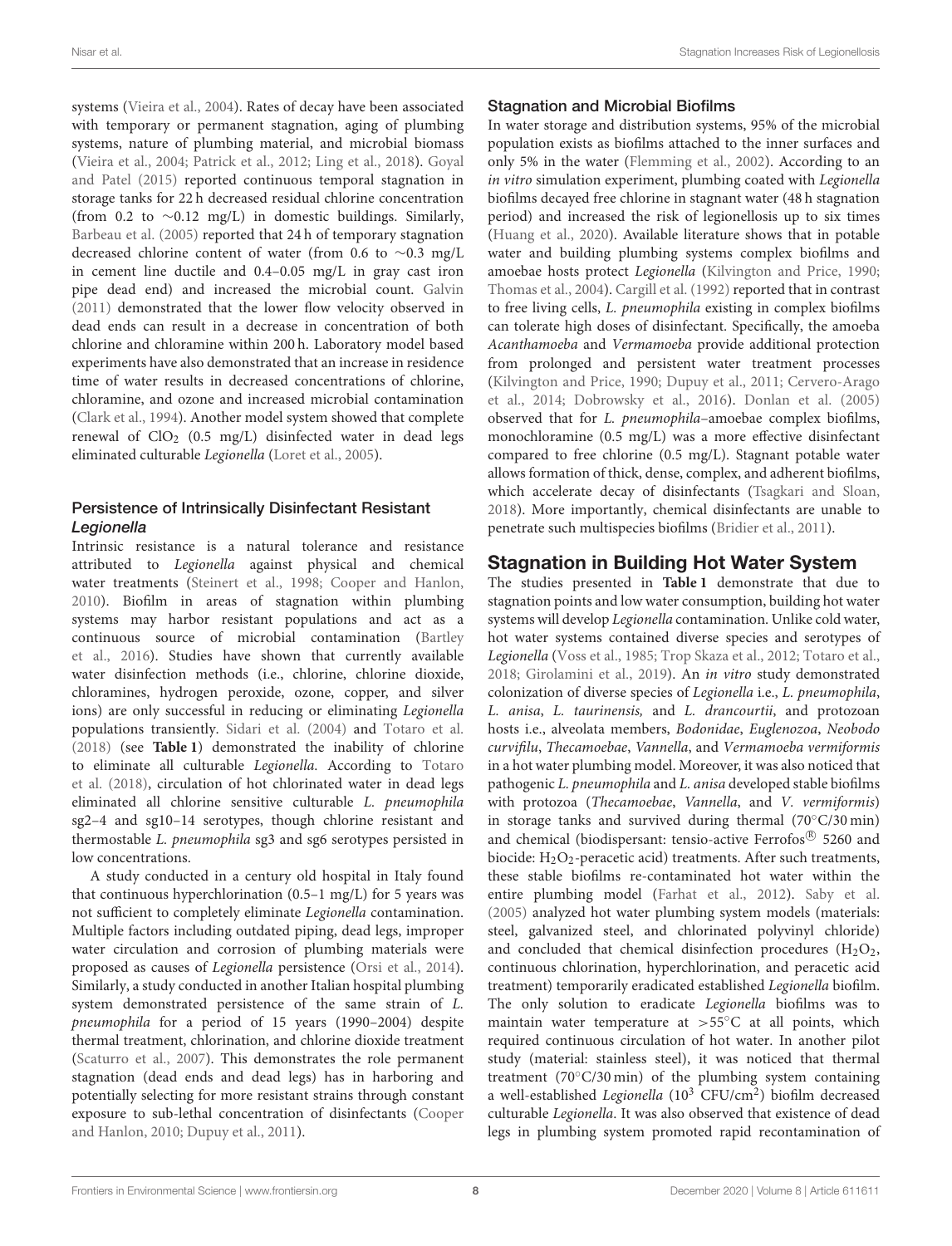systems (Vieira et al., 2004). Rates of decay have been associated with temporary or permanent stagnation, aging of plumbing systems, nature of plumbing material, and microbial biomass (Vieira et al., 2004; Patrick et al., 2012; Ling et al., 2018). Goyal and Patel (2015) reported continuous temporal stagnation in storage tanks for 22 h decreased residual chlorine concentration (from 0.2 to ∼0.12 mg/L) in domestic buildings. Similarly, Barbeau et al. (2005) reported that 24 h of temporary stagnation decreased chlorine content of water (from 0.6 to ∼0.3 mg/L in cement line ductile and 0.4–0.05 mg/L in gray cast iron pipe dead end) and increased the microbial count. Galvin (2011) demonstrated that the lower flow velocity observed in dead ends can result in a decrease in concentration of both chlorine and chloramine within 200 h. Laboratory model based experiments have also demonstrated that an increase in residence time of water results in decreased concentrations of chlorine, chloramine, and ozone and increased microbial contamination (Clark et al., 1994). Another model system showed that complete renewal of $ClO_2$ (0.5 mg/L) disinfected water in dead legs eliminated culturable *Legionella* (Loret et al., 2005).

### Persistence of Intrinsically Disinfectant Resistant *Legionella*

Intrinsic resistance is a natural tolerance and resistance attributed to *Legionella* against physical and chemical water treatments (Steinert et al., 1998; Cooper and Hanlon, 2010). Biofilm in areas of stagnation within plumbing systems may harbor resistant populations and act as a continuous source of microbial contamination (Bartley et al., 2016). Studies have shown that currently available water disinfection methods (i.e., chlorine, chlorine dioxide, chloramines, hydrogen peroxide, ozone, copper, and silver ions) are only successful in reducing or eliminating *Legionella* populations transiently. Sidari et al. (2004) and Totaro et al. (2018) (see **Table 1**) demonstrated the inability of chlorine to eliminate all culturable *Legionella*. According to Totaro et al. (2018), circulation of hot chlorinated water in dead legs eliminated all chlorine sensitive culturable *L. pneumophila* sg2–4 and sg10–14 serotypes, though chlorine resistant and thermostable *L. pneumophila* sg3 and sg6 serotypes persisted in low concentrations.

A study conducted in a century old hospital in Italy found that continuous hyperchlorination (0.5–1 mg/L) for 5 years was not sufficient to completely eliminate *Legionella* contamination. Multiple factors including outdated piping, dead legs, improper water circulation and corrosion of plumbing materials were proposed as causes of *Legionella* persistence (Orsi et al., 2014). Similarly, a study conducted in another Italian hospital plumbing system demonstrated persistence of the same strain of *L. pneumophila* for a period of 15 years (1990–2004) despite thermal treatment, chlorination, and chlorine dioxide treatment (Scaturro et al., 2007). This demonstrates the role permanent stagnation (dead ends and dead legs) has in harboring and potentially selecting for more resistant strains through constant exposure to sub-lethal concentration of disinfectants (Cooper and Hanlon, 2010; Dupuy et al., 2011).

### Stagnation and Microbial Biofilms

In water storage and distribution systems, 95% of the microbial population exists as biofilms attached to the inner surfaces and only 5% in the water (Flemming et al., 2002). According to an *in vitro* simulation experiment, plumbing coated with *Legionella* biofilms decayed free chlorine in stagnant water (48 h stagnation period) and increased the risk of legionellosis up to six times (Huang et al., 2020). Available literature shows that in potable water and building plumbing systems complex biofilms and amoebae hosts protect *Legionella* (Kilvington and Price, 1990; Thomas et al., 2004). Cargill et al. (1992) reported that in contrast to free living cells, *L. pneumophila* existing in complex biofilms can tolerate high doses of disinfectant. Specifically, the amoeba *Acanthamoeba* and *Vermamoeba* provide additional protection from prolonged and persistent water treatment processes (Kilvington and Price, 1990; Dupuy et al., 2011; Cervero-Arago et al., 2014; Dobrowsky et al., 2016). Donlan et al. (2005) observed that for *L. pneumophila*–amoebae complex biofilms, monochloramine (0.5 mg/L) was a more effective disinfectant compared to free chlorine (0.5 mg/L). Stagnant potable water allows formation of thick, dense, complex, and adherent biofilms, which accelerate decay of disinfectants (Tsagkari and Sloan, 2018). More importantly, chemical disinfectants are unable to penetrate such multispecies biofilms (Bridier et al., 2011).

## Stagnation in Building Hot Water System

The studies presented in **Table 1** demonstrate that due to stagnation points and low water consumption, building hot water systems will develop *Legionella* contamination. Unlike cold water, hot water systems contained diverse species and serotypes of *Legionella* (Voss et al., 1985; Trop Skaza et al., 2012; Totaro et al., 2018; Girolamini et al., 2019). An *in vitro* study demonstrated colonization of diverse species of *Legionella* i.e., *L. pneumophila*, *L. anisa*, *L. taurinensis,* and *L. drancourtii*, and protozoan hosts i.e., alveolata members, *Bodonidae*, *Euglenozoa*, *Neobodo curvifilu*, *Thecamoebae*, *Vannella*, and *Vermamoeba vermiformis* in a hot water plumbing model. Moreover, it was also noticed that pathogenic *L. pneumophila* and *L. anisa* developed stable biofilms with protozoa (*Thecamoebae*, *Vannella*, and *V. vermiformis*) in storage tanks and survived during thermal (70°C/30 min) and chemical (biodispersant: tensio-active Ferrofos® 5260 and biocide: $H_2O_2$-peracetic acid) treatments. After such treatments, these stable biofilms re-contaminated hot water within the entire plumbing model (Farhat et al., 2012). Saby et al. (2005) analyzed hot water plumbing system models (materials: steel, galvanized steel, and chlorinated polyvinyl chloride) and concluded that chemical disinfection procedures ($H_2O_2$, continuous chlorination, hyperchlorination, and peracetic acid treatment) temporarily eradicated established *Legionella* biofilm. The only solution to eradicate *Legionella* biofilms was to maintain water temperature at >55°C at all points, which required continuous circulation of hot water. In another pilot study (material: stainless steel), it was noticed that thermal treatment (70°C/30 min) of the plumbing system containing a well-established *Legionella* ($10^3$ CFU/$cm^2$) biofilm decreased culturable *Legionella*. It was also observed that existence of dead legs in plumbing system promoted rapid recontamination of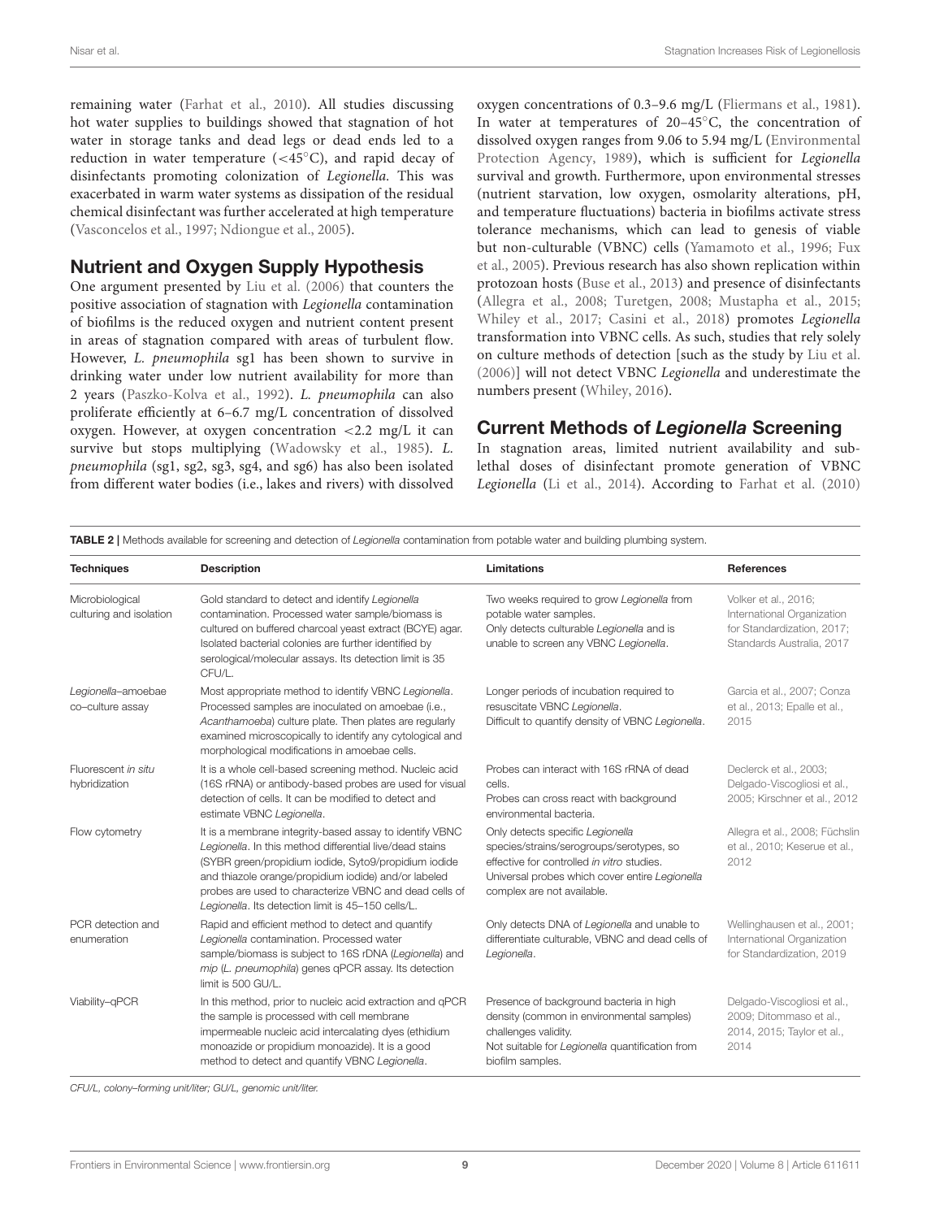remaining water (Farhat et al., 2010). All studies discussing hot water supplies to buildings showed that stagnation of hot water in storage tanks and dead legs or dead ends led to a reduction in water temperature (<45°C), and rapid decay of disinfectants promoting colonization of *Legionella*. This was exacerbated in warm water systems as dissipation of the residual chemical disinfectant was further accelerated at high temperature (Vasconcelos et al., 1997; Ndiongue et al., 2005).

## Nutrient and Oxygen Supply Hypothesis

One argument presented by Liu et al. (2006) that counters the positive association of stagnation with *Legionella* contamination of biofilms is the reduced oxygen and nutrient content present in areas of stagnation compared with areas of turbulent flow. However, *L. pneumophila* sg1 has been shown to survive in drinking water under low nutrient availability for more than 2 years (Paszko-Kolva et al., 1992). *L. pneumophila* can also proliferate efficiently at 6–6.7 mg/L concentration of dissolved oxygen. However, at oxygen concentration <2.2 mg/L it can survive but stops multiplying (Wadowsky et al., 1985). *L. pneumophila* (sg1, sg2, sg3, sg4, and sg6) has also been isolated from different water bodies (i.e., lakes and rivers) with dissolved oxygen concentrations of 0.3–9.6 mg/L (Fliermans et al., 1981). In water at temperatures of 20–45°C, the concentration of dissolved oxygen ranges from 9.06 to 5.94 mg/L (Environmental Protection Agency, 1989), which is sufficient for *Legionella* survival and growth. Furthermore, upon environmental stresses (nutrient starvation, low oxygen, osmolarity alterations, pH, and temperature fluctuations) bacteria in biofilms activate stress tolerance mechanisms, which can lead to genesis of viable but non-culturable (VBNC) cells (Yamamoto et al., 1996; Fux et al., 2005). Previous research has also shown replication within protozoan hosts (Buse et al., 2013) and presence of disinfectants (Allegra et al., 2008; Turetgen, 2008; Mustapha et al., 2015; Whiley et al., 2017; Casini et al., 2018) promotes *Legionella* transformation into VBNC cells. As such, studies that rely solely on culture methods of detection [such as the study by Liu et al. (2006)] will not detect VBNC *Legionella* and underestimate the numbers present (Whiley, 2016).

## Current Methods of *Legionella* Screening

In stagnation areas, limited nutrient availability and sub-lethal doses of disinfectant promote generation of VBNC *Legionella* (Li et al., 2014). According to Farhat et al. (2010)

**TABLE 2 |** Methods available for screening and detection of *Legionella* contamination from potable water and building plumbing system.

| Techniques | Description | Limitations | References |
|---|---|---|---|
| Microbiological culturing and isolation | Gold standard to detect and identify *Legionella* contamination. Processed water sample/biomass is cultured on buffered charcoal yeast extract (BCYE) agar. Isolated bacterial colonies are further identified by serological/molecular assays. Its detection limit is 35 CFU/L. | Two weeks required to grow *Legionella* from potable water samples. Only detects culturable *Legionella* and is unable to screen any VBNC *Legionella*. | Volker et al., 2016; International Organization for Standardization, 2017; Standards Australia, 2017 |
| *Legionella*–amoebae co-culture assay | Most appropriate method to identify VBNC *Legionella*. Processed samples are inoculated on amoebae (i.e., *Acanthamoeba*) culture plate. Then plates are regularly examined microscopically to identify any cytological and morphological modifications in amoebae cells. | Longer periods of incubation required to resuscitate VBNC *Legionella*. Difficult to quantify density of VBNC *Legionella*. | Garcia et al., 2007; Conza et al., 2013; Epalle et al., 2015 |
| Fluorescent *in situ* hybridization | It is a whole cell-based screening method. Nucleic acid (16S rRNA) or antibody-based probes are used for visual detection of cells. It can be modified to detect and estimate VBNC *Legionella*. | Probes can interact with 16S rRNA of dead cells. Probes can cross react with background environmental bacteria. | Declerck et al., 2003; Delgado-Viscogliosi et al., 2005; Kirschner et al., 2012 |
| Flow cytometry | It is a membrane integrity-based assay to identify VBNC *Legionella*. In this method differential live/dead stains (SYBR green/propidium iodide, Syto9/propidium iodide and thiazole orange/propidium iodide) and/or labeled probes are used to characterize VBNC and dead cells of *Legionella*. Its detection limit is 45–150 cells/L. | Only detects specific *Legionella* species/strains/serogroups/serotypes, so effective for controlled *in vitro* studies. Universal probes which cover entire *Legionella* complex are not available. | Allegra et al., 2008; Füchslin et al., 2010; Keserue et al., 2012 |
| PCR detection and enumeration | Rapid and efficient method to detect and quantify *Legionella* contamination. Processed water sample/biomass is subject to 16S rDNA (*Legionella*) and *mip* (*L. pneumophila*) genes qPCR assay. Its detection limit is 500 GU/L. | Only detects DNA of *Legionella* and unable to differentiate culturable, VBNC and dead cells of *Legionella*. | Wellinghausen et al., 2001; International Organization for Standardization, 2019 |
| Viability–qPCR | In this method, prior to nucleic acid extraction and qPCR the sample is processed with cell membrane impermeable nucleic acid intercalating dyes (ethidium monoazide or propidium monoazide). It is a good method to detect and quantify VBNC *Legionella*. | Presence of background bacteria in high density (common in environmental samples) challenges validity. Not suitable for *Legionella* quantification from biofilm samples. | Delgado-Viscogliosi et al., 2009; Ditommaso et al., 2014, 2015; Taylor et al., 2014 |

*CFU/L, colony–forming unit/liter; GU/L, genomic unit/liter.*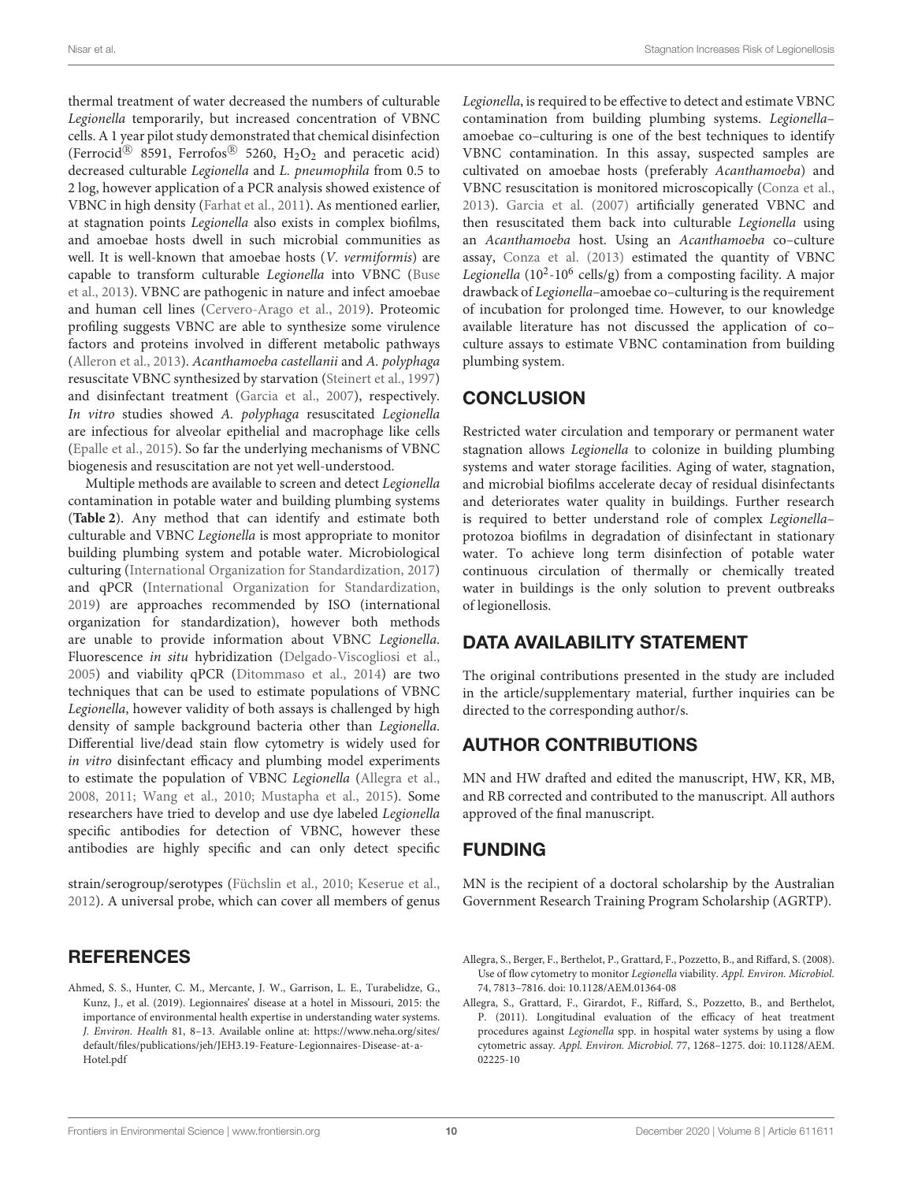thermal treatment of water decreased the numbers of culturable *Legionella* temporarily, but increased concentration of VBNC cells. A 1 year pilot study demonstrated that chemical disinfection (Ferrocid® 8591, Ferrofos® 5260, $H_2O_2$ and peracetic acid) decreased culturable *Legionella* and *L. pneumophila* from 0.5 to 2 log, however application of a PCR analysis showed existence of VBNC in high density (Farhat et al., 2011). As mentioned earlier, at stagnation points *Legionella* also exists in complex biofilms, and amoebae hosts dwell in such microbial communities as well. It is well-known that amoebae hosts (*V. vermiformis*) are capable to transform culturable *Legionella* into VBNC (Buse et al., 2013). VBNC are pathogenic in nature and infect amoebae and human cell lines (Cervero-Arago et al., 2019). Proteomic profiling suggests VBNC are able to synthesize some virulence factors and proteins involved in different metabolic pathways (Alleron et al., 2013). *Acanthamoeba castellanii* and *A. polyphaga* resuscitate VBNC synthesized by starvation (Steinert et al., 1997) and disinfectant treatment (Garcia et al., 2007), respectively. *In vitro* studies showed *A. polyphaga* resuscitated *Legionella* are infectious for alveolar epithelial and macrophage like cells (Epalle et al., 2015). So far the underlying mechanisms of VBNC biogenesis and resuscitation are not yet well-understood.

Multiple methods are available to screen and detect *Legionella* contamination in potable water and building plumbing systems (**Table 2**). Any method that can identify and estimate both culturable and VBNC *Legionella* is most appropriate to monitor building plumbing system and potable water. Microbiological culturing (International Organization for Standardization, 2017) and qPCR (International Organization for Standardization, 2019) are approaches recommended by ISO (international organization for standardization), however both methods are unable to provide information about VBNC *Legionella*. Fluorescence *in situ* hybridization (Delgado-Viscogliosi et al., 2005) and viability qPCR (Ditommaso et al., 2014) are two techniques that can be used to estimate populations of VBNC *Legionella*, however validity of both assays is challenged by high density of sample background bacteria other than *Legionella*. Differential live/dead stain flow cytometry is widely used for *in vitro* disinfectant efficacy and plumbing model experiments to estimate the population of VBNC *Legionella* (Allegra et al., 2008, 2011; Wang et al., 2010; Mustapha et al., 2015). Some researchers have tried to develop and use dye labeled *Legionella* specific antibodies for detection of VBNC, however these antibodies are highly specific and can only detect specific strain/serogroup/serotypes (Füchslin et al., 2010; Keserue et al., 2012). A universal probe, which can cover all members of genus *Legionella*, is required to be effective to detect and estimate VBNC contamination from building plumbing systems. *Legionella*–amoebae co–culturing is one of the best techniques to identify VBNC contamination. In this assay, suspected samples are cultivated on amoebae hosts (preferably *Acanthamoeba*) and VBNC resuscitation is monitored microscopically (Conza et al., 2013). Garcia et al. (2007) artificially generated VBNC and then resuscitated them back into culturable *Legionella* using an *Acanthamoeba* host. Using an *Acanthamoeba* co–culture assay, Conza et al. (2013) estimated the quantity of VBNC *Legionella* ($10^2$-$10^6$ cells/g) from a composting facility. A major drawback of *Legionella*–amoebae co–culturing is the requirement of incubation for prolonged time. However, to our knowledge available literature has not discussed the application of co–culture assays to estimate VBNC contamination from building plumbing system.

## CONCLUSION

Restricted water circulation and temporary or permanent water stagnation allows *Legionella* to colonize in building plumbing systems and water storage facilities. Aging of water, stagnation, and microbial biofilms accelerate decay of residual disinfectants and deteriorates water quality in buildings. Further research is required to better understand role of complex *Legionella*–protozoa biofilms in degradation of disinfectant in stationary water. To achieve long term disinfection of potable water continuous circulation of thermally or chemically treated water in buildings is the only solution to prevent outbreaks of legionellosis.

## DATA AVAILABILITY STATEMENT

The original contributions presented in the study are included in the article/supplementary material, further inquiries can be directed to the corresponding author/s.

## AUTHOR CONTRIBUTIONS

MN and HW drafted and edited the manuscript, HW, KR, MB, and RB corrected and contributed to the manuscript. All authors approved of the final manuscript.

## FUNDING

MN is the recipient of a doctoral scholarship by the Australian Government Research Training Program Scholarship (AGRTP).

## REFERENCES

Ahmed, S. S., Hunter, C. M., Mercante, J. W., Garrison, L. E., Turabelidze, G., Kunz, J., et al. (2019). Legionnaires' disease at a hotel in Missouri, 2015: the importance of environmental health expertise in understanding water systems. *J. Environ. Health* 81, 8–13. Available online at: https://www.neha.org/sites/default/files/publications/jeh/JEH3.19-Feature-Legionnaires-Disease-at-a-Hotel.pdf

Allegra, S., Berger, F., Berthelot, P., Grattard, F., Pozzetto, B., and Riffard, S. (2008). Use of flow cytometry to monitor *Legionella* viability. *Appl. Environ. Microbiol.* 74, 7813–7816. doi: 10.1128/AEM.01364-08

Allegra, S., Grattard, F., Girardot, F., Riffard, S., Pozzetto, B., and Berthelot, P. (2011). Longitudinal evaluation of the efficacy of heat treatment procedures against *Legionella* spp. in hospital water systems by using a flow cytometric assay. *Appl. Environ. Microbiol.* 77, 1268–1275. doi: 10.1128/AEM.02225-10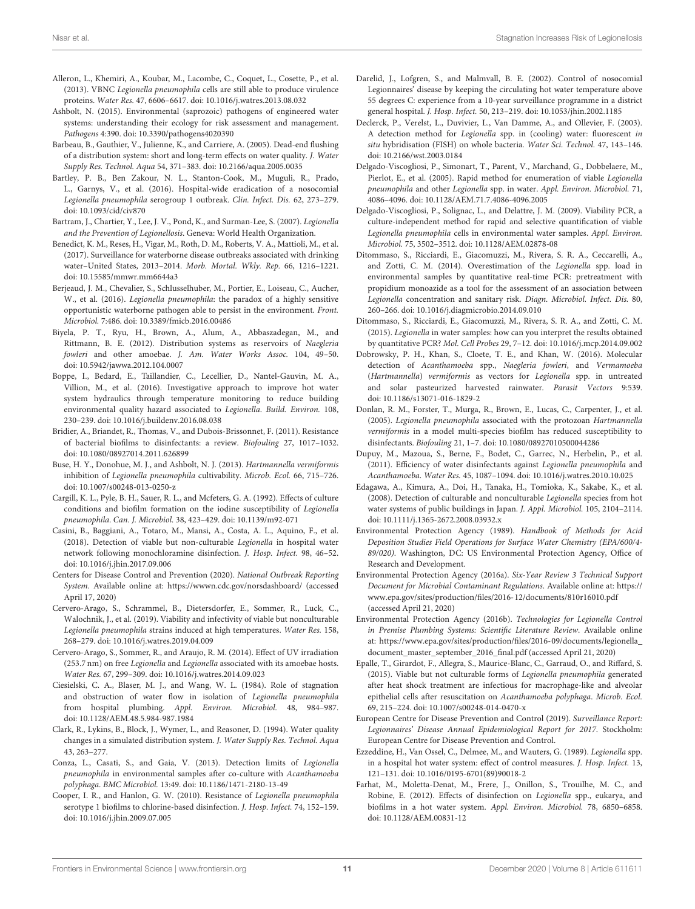Alleron, L., Khemiri, A., Koubar, M., Lacombe, C., Coquet, L., Cosette, P., et al. (2013). VBNC *Legionella pneumophila* cells are still able to produce virulence proteins. *Water Res.* 47, 6606–6617. doi: 10.1016/j.watres.2013.08.032

Ashbolt, N. (2015). Environmental (saprozoic) pathogens of engineered water systems: understanding their ecology for risk assessment and management. *Pathogens* 4:390. doi: 10.3390/pathogens4020390

Barbeau, B., Gauthier, V., Julienne, K., and Carriere, A. (2005). Dead-end flushing of a distribution system: short and long-term effects on water quality. *J. Water Supply Res. Technol. Aqua* 54, 371–383. doi: 10.2166/aqua.2005.0035

Bartley, P. B., Ben Zakour, N. L., Stanton-Cook, M., Muguli, R., Prado, L., Garnys, V., et al. (2016). Hospital-wide eradication of a nosocomial *Legionella pneumophila* serogroup 1 outbreak. *Clin. Infect. Dis.* 62, 273–279. doi: 10.1093/cid/civ870

Bartram, J., Chartier, Y., Lee, J. V., Pond, K., and Surman-Lee, S. (2007). *Legionella and the Prevention of Legionellosis*. Geneva: World Health Organization.

Benedict, K. M., Reses, H., Vigar, M., Roth, D. M., Roberts, V. A., Mattioli, M., et al. (2017). Surveillance for waterborne disease outbreaks associated with drinking water–United States, 2013–2014. *Morb. Mortal. Wkly. Rep.* 66, 1216–1221. doi: 10.15585/mmwr.mm6644a3

Berjeaud, J. M., Chevalier, S., Schlusselhuber, M., Portier, E., Loiseau, C., Aucher, W., et al. (2016). *Legionella pneumophila*: the paradox of a highly sensitive opportunistic waterborne pathogen able to persist in the environment. *Front. Microbiol.* 7:486. doi: 10.3389/fmicb.2016.00486

Biyela, P. T., Ryu, H., Brown, A., Alum, A., Abbaszadegan, M., and Rittmann, B. E. (2012). Distribution systems as reservoirs of *Naegleria fowleri* and other amoebae. *J. Am. Water Works Assoc.* 104, 49–50. doi: 10.5942/jawwa.2012.104.0007

Boppe, I., Bedard, E., Taillandier, C., Lecellier, D., Nantel-Gauvin, M. A., Villion, M., et al. (2016). Investigative approach to improve hot water system hydraulics through temperature monitoring to reduce building environmental quality hazard associated to *Legionella*. *Build. Environ.* 108, 230–239. doi: 10.1016/j.buildenv.2016.08.038

Bridier, A., Briandet, R., Thomas, V., and Dubois-Brissonnet, F. (2011). Resistance of bacterial biofilms to disinfectants: a review. *Biofouling* 27, 1017–1032. doi: 10.1080/08927014.2011.626899

Buse, H. Y., Donohue, M. J., and Ashbolt, N. J. (2013). *Hartmannella vermiformis* inhibition of *Legionella pneumophila* cultivability. *Microb. Ecol.* 66, 715–726. doi: 10.1007/s00248-013-0250-z

Cargill, K. L., Pyle, B. H., Sauer, R. L., and Mcfeters, G. A. (1992). Effects of culture conditions and biofilm formation on the iodine susceptibility of *Legionella pneumophila*. *Can. J. Microbiol.* 38, 423–429. doi: 10.1139/m92-071

Casini, B., Baggiani, A., Totaro, M., Mansi, A., Costa, A. L., Aquino, F., et al. (2018). Detection of viable but non-culturable *Legionella* in hospital water network following monochloramine disinfection. *J. Hosp. Infect.* 98, 46–52. doi: 10.1016/j.jhin.2017.09.006

Centers for Disease Control and Prevention (2020). *National Outbreak Reporting System*. Available online at: https://wwwn.cdc.gov/norsdashboard/ (accessed April 17, 2020)

Cervero-Arago, S., Schrammel, B., Dietersdorfer, E., Sommer, R., Luck, C., Walochnik, J., et al. (2019). Viability and infectivity of viable but nonculturable *Legionella pneumophila* strains induced at high temperatures. *Water Res.* 158, 268–279. doi: 10.1016/j.watres.2019.04.009

Cervero-Arago, S., Sommer, R., and Araujo, R. M. (2014). Effect of UV irradiation (253.7 nm) on free *Legionella* and *Legionella* associated with its amoebae hosts. *Water Res.* 67, 299–309. doi: 10.1016/j.watres.2014.09.023

Ciesielski, C. A., Blaser, M. J., and Wang, W. L. (1984). Role of stagnation and obstruction of water flow in isolation of *Legionella pneumophila* from hospital plumbing. *Appl. Environ. Microbiol.* 48, 984–987. doi: 10.1128/AEM.48.5.984-987.1984

Clark, R., Lykins, B., Block, J., Wymer, L., and Reasoner, D. (1994). Water quality changes in a simulated distribution system. *J. Water Supply Res. Technol. Aqua* 43, 263–277.

Conza, L., Casati, S., and Gaia, V. (2013). Detection limits of *Legionella pneumophila* in environmental samples after co-culture with *Acanthamoeba polyphaga*. *BMC Microbiol.* 13:49. doi: 10.1186/1471-2180-13-49

Cooper, I. R., and Hanlon, G. W. (2010). Resistance of *Legionella pneumophila* serotype 1 biofilms to chlorine-based disinfection. *J. Hosp. Infect.* 74, 152–159. doi: 10.1016/j.jhin.2009.07.005

Darelid, J., Lofgren, S., and Malmvall, B. E. (2002). Control of nosocomial Legionnaires' disease by keeping the circulating hot water temperature above 55 degrees C: experience from a 10-year surveillance programme in a district general hospital. *J. Hosp. Infect.* 50, 213–219. doi: 10.1053/jhin.2002.1185

Declerck, P., Verelst, L., Duvivier, L., Van Damme, A., and Ollevier, F. (2003). A detection method for *Legionella* spp. in (cooling) water: fluorescent *in situ* hybridisation (FISH) on whole bacteria. *Water Sci. Technol.* 47, 143–146. doi: 10.2166/wst.2003.0184

Delgado-Viscogliosi, P., Simonart, T., Parent, V., Marchand, G., Dobbelaere, M., Pierlot, E., et al. (2005). Rapid method for enumeration of viable *Legionella pneumophila* and other *Legionella* spp. in water. *Appl. Environ. Microbiol.* 71, 4086–4096. doi: 10.1128/AEM.71.7.4086-4096.2005

Delgado-Viscogliosi, P., Solignac, L., and Delattre, J. M. (2009). Viability PCR, a culture-independent method for rapid and selective quantification of viable *Legionella pneumophila* cells in environmental water samples. *Appl. Environ. Microbiol.* 75, 3502–3512. doi: 10.1128/AEM.02878-08

Ditommaso, S., Ricciardi, E., Giacomuzzi, M., Rivera, S. R. A., Ceccarelli, A., and Zotti, C. M. (2014). Overestimation of the *Legionella* spp. load in environmental samples by quantitative real-time PCR: pretreatment with propidium monoazide as a tool for the assessment of an association between *Legionella* concentration and sanitary risk. *Diagn. Microbiol. Infect. Dis.* 80, 260–266. doi: 10.1016/j.diagmicrobio.2014.09.010

Ditommaso, S., Ricciardi, E., Giacomuzzi, M., Rivera, S. R. A., and Zotti, C. M. (2015). *Legionella* in water samples: how can you interpret the results obtained by quantitative PCR? *Mol. Cell Probes* 29, 7–12. doi: 10.1016/j.mcp.2014.09.002

Dobrowsky, P. H., Khan, S., Cloete, T. E., and Khan, W. (2016). Molecular detection of *Acanthamoeba* spp., *Naegleria fowleri*, and *Vermamoeba* (*Hartmannella*) *vermiformis* as vectors for *Legionella* spp. in untreated and solar pasteurized harvested rainwater. *Parasit Vectors* 9:539. doi: 10.1186/s13071-016-1829-2

Donlan, R. M., Forster, T., Murga, R., Brown, E., Lucas, C., Carpenter, J., et al. (2005). *Legionella pneumophila* associated with the protozoan *Hartmannella vermiformis* in a model multi-species biofilm has reduced susceptibility to disinfectants. *Biofouling* 21, 1–7. doi: 10.1080/08927010500044286

Dupuy, M., Mazoua, S., Berne, F., Bodet, C., Garrec, N., Herbelin, P., et al. (2011). Efficiency of water disinfectants against *Legionella pneumophila* and *Acanthamoeba*. *Water Res.* 45, 1087–1094. doi: 10.1016/j.watres.2010.10.025

Edagawa, A., Kimura, A., Doi, H., Tanaka, H., Tomioka, K., Sakabe, K., et al. (2008). Detection of culturable and nonculturable *Legionella* species from hot water systems of public buildings in Japan. *J. Appl. Microbiol.* 105, 2104–2114. doi: 10.1111/j.1365-2672.2008.03932.x

Environmental Protection Agency (1989). *Handbook of Methods for Acid Deposition Studies Field Operations for Surface Water Chemistry (EPA/600/4-89/020)*. Washington, DC: US Environmental Protection Agency, Office of Research and Development.

Environmental Protection Agency (2016a). *Six-Year Review 3 Technical Support Document for Microbial Contaminant Regulations*. Available online at: https://www.epa.gov/sites/production/files/2016-12/documents/810r16010.pdf (accessed April 21, 2020)

Environmental Protection Agency (2016b). *Technologies for Legionella Control in Premise Plumbing Systems: Scientific Literature Review*. Available online at: https://www.epa.gov/sites/production/files/2016-09/documents/legionella_document_master_september_2016_final.pdf (accessed April 21, 2020)

Epalle, T., Girardot, F., Allegra, S., Maurice-Blanc, C., Garraud, O., and Riffard, S. (2015). Viable but not culturable forms of *Legionella pneumophila* generated after heat shock treatment are infectious for macrophage-like and alveolar epithelial cells after resuscitation on *Acanthamoeba polyphaga*. *Microb. Ecol.* 69, 215–224. doi: 10.1007/s00248-014-0470-x

European Centre for Disease Prevention and Control (2019). *Surveillance Report: Legionnaires' Disease Annual Epidemiological Report for 2017*. Stockholm: European Centre for Disease Prevention and Control.

Ezzeddine, H., Van Ossel, C., Delmee, M., and Wauters, G. (1989). *Legionella* spp. in a hospital hot water system: effect of control measures. *J. Hosp. Infect.* 13, 121–131. doi: 10.1016/0195-6701(89)90018-2

Farhat, M., Moletta-Denat, M., Frere, J., Onillon, S., Trouilhe, M. C., and Robine, E. (2012). Effects of disinfection on *Legionella* spp., eukarya, and biofilms in a hot water system. *Appl. Environ. Microbiol.* 78, 6850–6858. doi: 10.1128/AEM.00831-12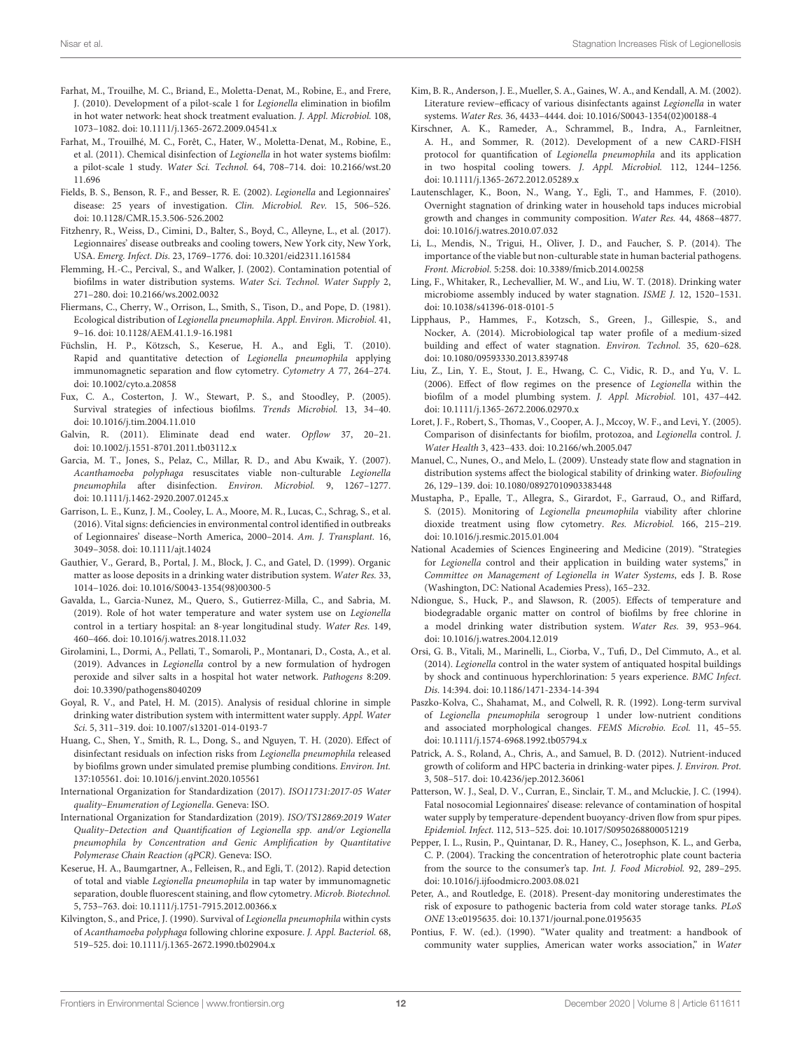Farhat, M., Trouilhe, M. C., Briand, E., Moletta-Denat, M., Robine, E., and Frere, J. (2010). Development of a pilot-scale 1 for *Legionella* elimination in biofilm in hot water network: heat shock treatment evaluation. *J. Appl. Microbiol.* 108, 1073–1082. doi: 10.1111/j.1365-2672.2009.04541.x

Farhat, M., Trouilhé, M. C., Forêt, C., Hater, W., Moletta-Denat, M., Robine, E., et al. (2011). Chemical disinfection of *Legionella* in hot water systems biofilm: a pilot-scale 1 study. *Water Sci. Technol.* 64, 708–714. doi: 10.2166/wst.2011.696

Fields, B. S., Benson, R. F., and Besser, R. E. (2002). *Legionella* and Legionnaires' disease: 25 years of investigation. *Clin. Microbiol. Rev.* 15, 506–526. doi: 10.1128/CMR.15.3.506-526.2002

Fitzhenry, R., Weiss, D., Cimini, D., Balter, S., Boyd, C., Alleyne, L., et al. (2017). Legionnaires' disease outbreaks and cooling towers, New York city, New York, USA. *Emerg. Infect. Dis.* 23, 1769–1776. doi: 10.3201/eid2311.161584

Flemming, H.-C., Percival, S., and Walker, J. (2002). Contamination potential of biofilms in water distribution systems. *Water Sci. Technol. Water Supply* 2, 271–280. doi: 10.2166/ws.2002.0032

Fliermans, C., Cherry, W., Orrison, L., Smith, S., Tison, D., and Pope, D. (1981). Ecological distribution of *Legionella pneumophila*. *Appl. Environ. Microbiol.* 41, 9–16. doi: 10.1128/AEM.41.1.9-16.1981

Füchslin, H. P., Kötzsch, S., Keserue, H. A., and Egli, T. (2010). Rapid and quantitative detection of *Legionella pneumophila* applying immunomagnetic separation and flow cytometry. *Cytometry A* 77, 264–274. doi: 10.1002/cyto.a.20858

Fux, C. A., Costerton, J. W., Stewart, P. S., and Stoodley, P. (2005). Survival strategies of infectious biofilms. *Trends Microbiol.* 13, 34–40. doi: 10.1016/j.tim.2004.11.010

Galvin, R. (2011). Eliminate dead end water. *Opflow* 37, 20–21. doi: 10.1002/j.1551-8701.2011.tb03112.x

Garcia, M. T., Jones, S., Pelaz, C., Millar, R. D., and Abu Kwaik, Y. (2007). *Acanthamoeba polyphaga* resuscitates viable non-culturable *Legionella pneumophila* after disinfection. *Environ. Microbiol.* 9, 1267–1277. doi: 10.1111/j.1462-2920.2007.01245.x

Garrison, L. E., Kunz, J. M., Cooley, L. A., Moore, M. R., Lucas, C., Schrag, S., et al. (2016). Vital signs: deficiencies in environmental control identified in outbreaks of Legionnaires' disease–North America, 2000–2014. *Am. J. Transplant.* 16, 3049–3058. doi: 10.1111/ajt.14024

Gauthier, V., Gerard, B., Portal, J. M., Block, J. C., and Gatel, D. (1999). Organic matter as loose deposits in a drinking water distribution system. *Water Res.* 33, 1014–1026. doi: 10.1016/S0043-1354(98)00300-5

Gavalda, L., Garcia-Nunez, M., Quero, S., Gutierrez-Milla, C., and Sabria, M. (2019). Role of hot water temperature and water system use on *Legionella* control in a tertiary hospital: an 8-year longitudinal study. *Water Res.* 149, 460–466. doi: 10.1016/j.watres.2018.11.032

Girolamini, L., Dormi, A., Pellati, T., Somaroli, P., Montanari, D., Costa, A., et al. (2019). Advances in *Legionella* control by a new formulation of hydrogen peroxide and silver salts in a hospital hot water network. *Pathogens* 8:209. doi: 10.3390/pathogens8040209

Goyal, R. V., and Patel, H. M. (2015). Analysis of residual chlorine in simple drinking water distribution system with intermittent water supply. *Appl. Water Sci.* 5, 311–319. doi: 10.1007/s13201-014-0193-7

Huang, C., Shen, Y., Smith, R. L., Dong, S., and Nguyen, T. H. (2020). Effect of disinfectant residuals on infection risks from *Legionella pneumophila* released by biofilms grown under simulated premise plumbing conditions. *Environ. Int.* 137:105561. doi: 10.1016/j.envint.2020.105561

International Organization for Standardization (2017). *ISO11731:2017-05 Water quality–Enumeration of Legionella*. Geneva: ISO.

International Organization for Standardization (2019). *ISO/TS12869:2019 Water Quality–Detection and Quantification of Legionella spp. and/or Legionella pneumophila by Concentration and Genic Amplification by Quantitative Polymerase Chain Reaction (qPCR)*. Geneva: ISO.

Keserue, H. A., Baumgartner, A., Felleisen, R., and Egli, T. (2012). Rapid detection of total and viable *Legionella pneumophila* in tap water by immunomagnetic separation, double fluorescent staining, and flow cytometry. *Microb. Biotechnol.* 5, 753–763. doi: 10.1111/j.1751-7915.2012.00366.x

Kilvington, S., and Price, J. (1990). Survival of *Legionella pneumophila* within cysts of *Acanthamoeba polyphaga* following chlorine exposure. *J. Appl. Bacteriol.* 68, 519–525. doi: 10.1111/j.1365-2672.1990.tb02904.x

Kim, B. R., Anderson, J. E., Mueller, S. A., Gaines, W. A., and Kendall, A. M. (2002). Literature review–efficacy of various disinfectants against *Legionella* in water systems. *Water Res.* 36, 4433–4444. doi: 10.1016/S0043-1354(02)00188-4

Kirschner, A. K., Rameder, A., Schrammel, B., Indra, A., Farnleitner, A. H., and Sommer, R. (2012). Development of a new CARD-FISH protocol for quantification of *Legionella pneumophila* and its application in two hospital cooling towers. *J. Appl. Microbiol.* 112, 1244–1256. doi: 10.1111/j.1365-2672.2012.05289.x

Lautenschlager, K., Boon, N., Wang, Y., Egli, T., and Hammes, F. (2010). Overnight stagnation of drinking water in household taps induces microbial growth and changes in community composition. *Water Res.* 44, 4868–4877. doi: 10.1016/j.watres.2010.07.032

Li, L., Mendis, N., Trigui, H., Oliver, J. D., and Faucher, S. P. (2014). The importance of the viable but non-culturable state in human bacterial pathogens. *Front. Microbiol.* 5:258. doi: 10.3389/fmicb.2014.00258

Ling, F., Whitaker, R., Lechevallier, M. W., and Liu, W. T. (2018). Drinking water microbiome assembly induced by water stagnation. *ISME J.* 12, 1520–1531. doi: 10.1038/s41396-018-0101-5

Lipphaus, P., Hammes, F., Kotzsch, S., Green, J., Gillespie, S., and Nocker, A. (2014). Microbiological tap water profile of a medium-sized building and effect of water stagnation. *Environ. Technol.* 35, 620–628. doi: 10.1080/09593330.2013.839748

Liu, Z., Lin, Y. E., Stout, J. E., Hwang, C. C., Vidic, R. D., and Yu, V. L. (2006). Effect of flow regimes on the presence of *Legionella* within the biofilm of a model plumbing system. *J. Appl. Microbiol.* 101, 437–442. doi: 10.1111/j.1365-2672.2006.02970.x

Loret, J. F., Robert, S., Thomas, V., Cooper, A. J., Mccoy, W. F., and Levi, Y. (2005). Comparison of disinfectants for biofilm, protozoa, and *Legionella* control. *J. Water Health* 3, 423–433. doi: 10.2166/wh.2005.047

Manuel, C., Nunes, O., and Melo, L. (2009). Unsteady state flow and stagnation in distribution systems affect the biological stability of drinking water. *Biofouling* 26, 129–139. doi: 10.1080/08927010903383448

Mustapha, P., Epalle, T., Allegra, S., Girardot, F., Garraud, O., and Riffard, S. (2015). Monitoring of *Legionella pneumophila* viability after chlorine dioxide treatment using flow cytometry. *Res. Microbiol.* 166, 215–219. doi: 10.1016/j.resmic.2015.01.004

National Academies of Sciences Engineering and Medicine (2019). "Strategies for *Legionella* control and their application in building water systems," in *Committee on Management of Legionella in Water Systems*, eds J. B. Rose (Washington, DC: National Academies Press), 165–232.

Ndiongue, S., Huck, P., and Slawson, R. (2005). Effects of temperature and biodegradable organic matter on control of biofilms by free chlorine in a model drinking water distribution system. *Water Res.* 39, 953–964. doi: 10.1016/j.watres.2004.12.019

Orsi, G. B., Vitali, M., Marinelli, L., Ciorba, V., Tufi, D., Del Cimmuto, A., et al. (2014). *Legionella* control in the water system of antiquated hospital buildings by shock and continuous hyperchlorination: 5 years experience. *BMC Infect. Dis.* 14:394. doi: 10.1186/1471-2334-14-394

Paszko-Kolva, C., Shahamat, M., and Colwell, R. R. (1992). Long-term survival of *Legionella pneumophila* serogroup 1 under low-nutrient conditions and associated morphological changes. *FEMS Microbio. Ecol.* 11, 45–55. doi: 10.1111/j.1574-6968.1992.tb05794.x

Patrick, A. S., Roland, A., Chris, A., and Samuel, B. D. (2012). Nutrient-induced growth of coliform and HPC bacteria in drinking-water pipes. *J. Environ. Prot.* 3, 508–517. doi: 10.4236/jep.2012.36061

Patterson, W. J., Seal, D. V., Curran, E., Sinclair, T. M., and Mcluckie, J. C. (1994). Fatal nosocomial Legionnaires' disease: relevance of contamination of hospital water supply by temperature-dependent buoyancy-driven flow from spur pipes. *Epidemiol. Infect.* 112, 513–525. doi: 10.1017/S0950268800051219

Pepper, I. L., Rusin, P., Quintanar, D. R., Haney, C., Josephson, K. L., and Gerba, C. P. (2004). Tracking the concentration of heterotrophic plate count bacteria from the source to the consumer's tap. *Int. J. Food Microbiol.* 92, 289–295. doi: 10.1016/j.ijfoodmicro.2003.08.021

Peter, A., and Routledge, E. (2018). Present-day monitoring underestimates the risk of exposure to pathogenic bacteria from cold water storage tanks. *PLoS ONE* 13:e0195635. doi: 10.1371/journal.pone.0195635

Pontius, F. W. (ed.). (1990). "Water quality and treatment: a handbook of community water supplies, American water works association," in *Water*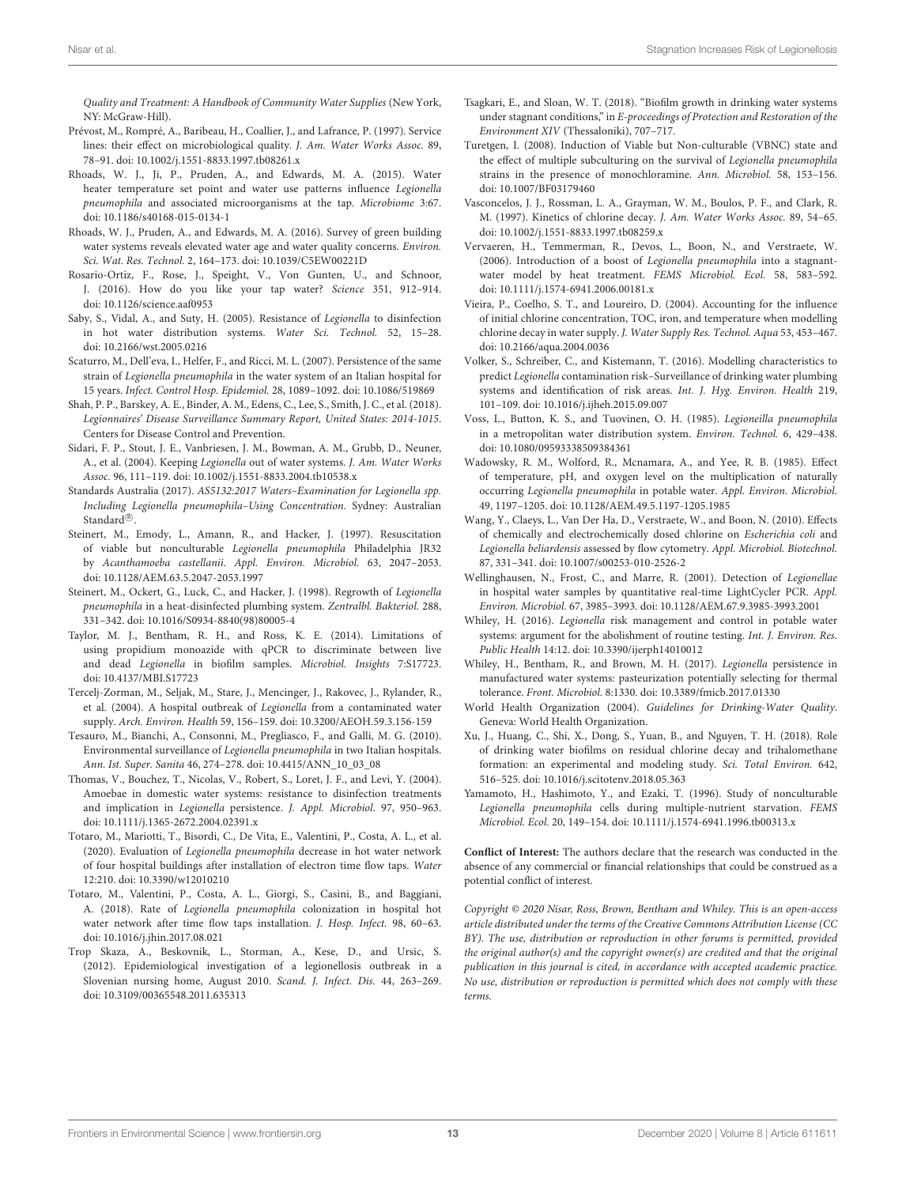*Quality and Treatment: A Handbook of Community Water Supplies* (New York, NY: McGraw-Hill).

Prévost, M., Rompré, A., Baribeau, H., Coallier, J., and Lafrance, P. (1997). Service lines: their effect on microbiological quality. *J. Am. Water Works Assoc.* 89, 78–91. doi: 10.1002/j.1551-8833.1997.tb08261.x

Rhoads, W. J., Ji, P., Pruden, A., and Edwards, M. A. (2015). Water heater temperature set point and water use patterns influence *Legionella pneumophila* and associated microorganisms at the tap. *Microbiome* 3:67. doi: 10.1186/s40168-015-0134-1

Rhoads, W. J., Pruden, A., and Edwards, M. A. (2016). Survey of green building water systems reveals elevated water age and water quality concerns. *Environ. Sci. Wat. Res. Technol.* 2, 164–173. doi: 10.1039/C5EW00221D

Rosario-Ortiz, F., Rose, J., Speight, V., Von Gunten, U., and Schnoor, J. (2016). How do you like your tap water? *Science* 351, 912–914. doi: 10.1126/science.aaf0953

Saby, S., Vidal, A., and Suty, H. (2005). Resistance of *Legionella* to disinfection in hot water distribution systems. *Water Sci. Technol.* 52, 15–28. doi: 10.2166/wst.2005.0216

Scaturro, M., Dell'eva, I., Helfer, F., and Ricci, M. L. (2007). Persistence of the same strain of *Legionella pneumophila* in the water system of an Italian hospital for 15 years. *Infect. Control Hosp. Epidemiol.* 28, 1089–1092. doi: 10.1086/519869

Shah, P. P., Barskey, A. E., Binder, A. M., Edens, C., Lee, S., Smith, J. C., et al. (2018). *Legionnaires' Disease Surveillance Summary Report, United States: 2014-1015*. Centers for Disease Control and Prevention.

Sidari, F. P., Stout, J. E., Vanbriesen, J. M., Bowman, A. M., Grubb, D., Neuner, A., et al. (2004). Keeping *Legionella* out of water systems. *J. Am. Water Works Assoc.* 96, 111–119. doi: 10.1002/j.1551-8833.2004.tb10538.x

Standards Australia (2017). *AS5132:2017 Waters–Examination for Legionella spp. Including Legionella pneumophila–Using Concentration.* Sydney: Australian Standard®.

Steinert, M., Emody, L., Amann, R., and Hacker, J. (1997). Resuscitation of viable but nonculturable *Legionella pneumophila* Philadelphia JR32 by *Acanthamoeba castellanii*. *Appl. Environ. Microbiol.* 63, 2047–2053. doi: 10.1128/AEM.63.5.2047-2053.1997

Steinert, M., Ockert, G., Luck, C., and Hacker, J. (1998). Regrowth of *Legionella pneumophila* in a heat-disinfected plumbing system. *Zentralbl. Bakteriol.* 288, 331–342. doi: 10.1016/S0934-8840(98)80005-4

Taylor, M. J., Bentham, R. H., and Ross, K. E. (2014). Limitations of using propidium monoazide with qPCR to discriminate between live and dead *Legionella* in biofilm samples. *Microbiol. Insights* 7:S17723. doi: 10.4137/MBI.S17723

Tercelj-Zorman, M., Seljak, M., Stare, J., Mencinger, J., Rakovec, J., Rylander, R., et al. (2004). A hospital outbreak of *Legionella* from a contaminated water supply. *Arch. Environ. Health* 59, 156–159. doi: 10.3200/AEOH.59.3.156-159

Tesauro, M., Bianchi, A., Consonni, M., Pregliasco, F., and Galli, M. G. (2010). Environmental surveillance of *Legionella pneumophila* in two Italian hospitals. *Ann. Ist. Super. Sanita* 46, 274–278. doi: 10.4415/ANN_10_03_08

Thomas, V., Bouchez, T., Nicolas, V., Robert, S., Loret, J. F., and Levi, Y. (2004). Amoebae in domestic water systems: resistance to disinfection treatments and implication in *Legionella* persistence. *J. Appl. Microbiol.* 97, 950–963. doi: 10.1111/j.1365-2672.2004.02391.x

Totaro, M., Mariotti, T., Bisordi, C., De Vita, E., Valentini, P., Costa, A. L., et al. (2020). Evaluation of *Legionella pneumophila* decrease in hot water network of four hospital buildings after installation of electron time flow taps. *Water* 12:210. doi: 10.3390/w12010210

Totaro, M., Valentini, P., Costa, A. L., Giorgi, S., Casini, B., and Baggiani, A. (2018). Rate of *Legionella pneumophila* colonization in hospital hot water network after time flow taps installation. *J. Hosp. Infect.* 98, 60–63. doi: 10.1016/j.jhin.2017.08.021

Trop Skaza, A., Beskovnik, L., Storman, A., Kese, D., and Ursic, S. (2012). Epidemiological investigation of a legionellosis outbreak in a Slovenian nursing home, August 2010. *Scand. J. Infect. Dis.* 44, 263–269. doi: 10.3109/00365548.2011.635313

Tsagkari, E., and Sloan, W. T. (2018). "Biofilm growth in drinking water systems under stagnant conditions," in *E-proceedings of Protection and Restoration of the Environment XIV* (Thessaloniki), 707–717.

Turetgen, I. (2008). Induction of Viable but Non-culturable (VBNC) state and the effect of multiple subculturing on the survival of *Legionella pneumophila* strains in the presence of monochloramine. *Ann. Microbiol.* 58, 153–156. doi: 10.1007/BF03179460

Vasconcelos, J. J., Rossman, L. A., Grayman, W. M., Boulos, P. F., and Clark, R. M. (1997). Kinetics of chlorine decay. *J. Am. Water Works Assoc.* 89, 54–65. doi: 10.1002/j.1551-8833.1997.tb08259.x

Vervaeren, H., Temmerman, R., Devos, L., Boon, N., and Verstraete, W. (2006). Introduction of a boost of *Legionella pneumophila* into a stagnant-water model by heat treatment. *FEMS Microbiol. Ecol.* 58, 583–592. doi: 10.1111/j.1574-6941.2006.00181.x

Vieira, P., Coelho, S. T., and Loureiro, D. (2004). Accounting for the influence of initial chlorine concentration, TOC, iron, and temperature when modelling chlorine decay in water supply. *J. Water Supply Res. Technol. Aqua* 53, 453–467. doi: 10.2166/aqua.2004.0036

Volker, S., Schreiber, C., and Kistemann, T. (2016). Modelling characteristics to predict *Legionella* contamination risk–Surveillance of drinking water plumbing systems and identification of risk areas. *Int. J. Hyg. Environ. Health* 219, 101–109. doi: 10.1016/j.ijheh.2015.09.007

Voss, L., Button, K. S., and Tuovinen, O. H. (1985). *Legioneilla pneumophila* in a metropolitan water distribution system. *Environ. Technol.* 6, 429–438. doi: 10.1080/09593338509384361

Wadowsky, R. M., Wolford, R., Mcnamara, A., and Yee, R. B. (1985). Effect of temperature, pH, and oxygen level on the multiplication of naturally occurring *Legionella pneumophila* in potable water. *Appl. Environ. Microbiol.* 49, 1197–1205. doi: 10.1128/AEM.49.5.1197-1205.1985

Wang, Y., Claeys, L., Van Der Ha, D., Verstraete, W., and Boon, N. (2010). Effects of chemically and electrochemically dosed chlorine on *Escherichia coli* and *Legionella beliardensis* assessed by flow cytometry. *Appl. Microbiol. Biotechnol.* 87, 331–341. doi: 10.1007/s00253-010-2526-2

Wellinghausen, N., Frost, C., and Marre, R. (2001). Detection of *Legionellae* in hospital water samples by quantitative real-time LightCycler PCR. *Appl. Environ. Microbiol.* 67, 3985–3993. doi: 10.1128/AEM.67.9.3985-3993.2001

Whiley, H. (2016). *Legionella* risk management and control in potable water systems: argument for the abolishment of routine testing. *Int. J. Environ. Res. Public Health* 14:12. doi: 10.3390/ijerph14010012

Whiley, H., Bentham, R., and Brown, M. H. (2017). *Legionella* persistence in manufactured water systems: pasteurization potentially selecting for thermal tolerance. *Front. Microbiol.* 8:1330. doi: 10.3389/fmicb.2017.01330

World Health Organization (2004). *Guidelines for Drinking-Water Quality*. Geneva: World Health Organization.

Xu, J., Huang, C., Shi, X., Dong, S., Yuan, B., and Nguyen, T. H. (2018). Role of drinking water biofilms on residual chlorine decay and trihalomethane formation: an experimental and modeling study. *Sci. Total Environ.* 642, 516–525. doi: 10.1016/j.scitotenv.2018.05.363

Yamamoto, H., Hashimoto, Y., and Ezaki, T. (1996). Study of nonculturable *Legionella pneumophila* cells during multiple-nutrient starvation. *FEMS Microbiol. Ecol.* 20, 149–154. doi: 10.1111/j.1574-6941.1996.tb00313.x

**Conflict of Interest:** The authors declare that the research was conducted in the absence of any commercial or financial relationships that could be construed as a potential conflict of interest.

*Copyright © 2020 Nisar, Ross, Brown, Bentham and Whiley. This is an open-access article distributed under the terms of the Creative Commons Attribution License (CC BY). The use, distribution or reproduction in other forums is permitted, provided the original author(s) and the copyright owner(s) are credited and that the original publication in this journal is cited, in accordance with accepted academic practice. No use, distribution or reproduction is permitted which does not comply with these terms.*